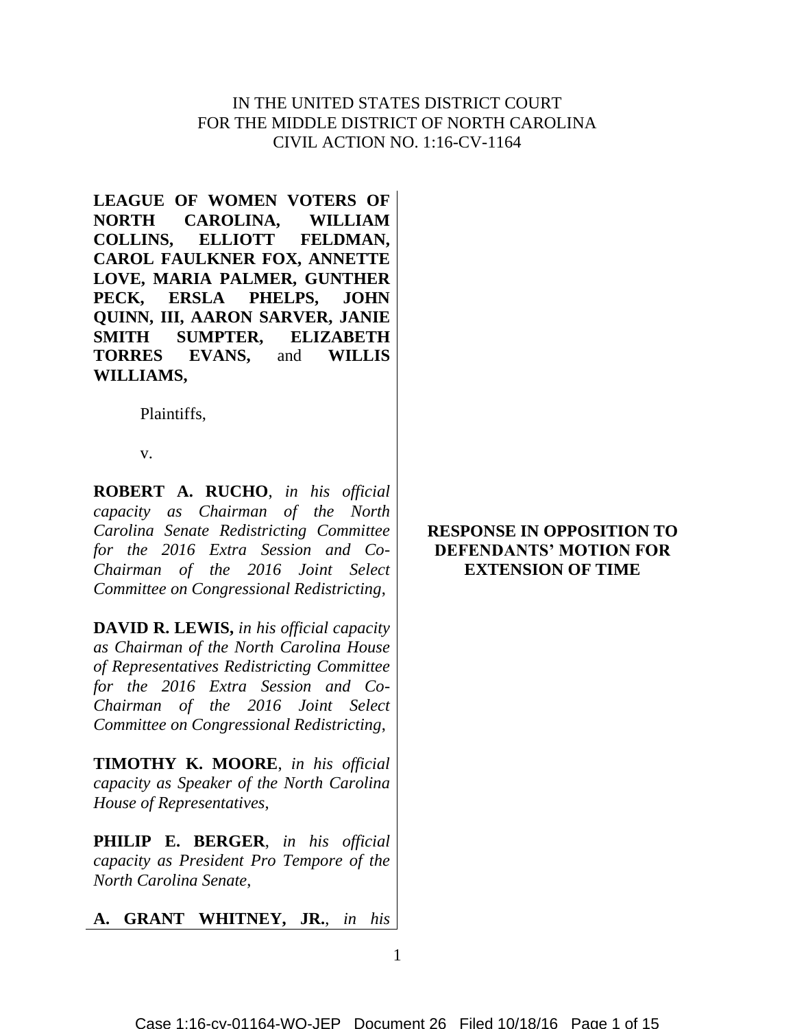IN THE UNITED STATES DISTRICT COURT
FOR THE MIDDLE DISTRICT OF NORTH CAROLINA
CIVIL ACTION NO. 1:16-CV-1164

**LEAGUE OF WOMEN VOTERS OF NORTH CAROLINA, WILLIAM COLLINS, ELLIOTT FELDMAN, CAROL FAULKNER FOX, ANNETTE LOVE, MARIA PALMER, GUNTHER PECK, ERSLA PHELPS, JOHN QUINN, III, AARON SARVER, JANIE SMITH SUMPTER, ELIZABETH TORRES EVANS,** and **WILLIS WILLIAMS,**

Plaintiffs,

v.

**ROBERT A. RUCHO**, *in his official capacity as Chairman of the North Carolina Senate Redistricting Committee for the 2016 Extra Session and Co-Chairman of the 2016 Joint Select Committee on Congressional Redistricting*,

**DAVID R. LEWIS,** *in his official capacity as Chairman of the North Carolina House of Representatives Redistricting Committee for the 2016 Extra Session and Co-Chairman of the 2016 Joint Select Committee on Congressional Redistricting*,

**TIMOTHY K. MOORE**, *in his official capacity as Speaker of the North Carolina House of Representatives*,

**PHILIP E. BERGER**, *in his official capacity as President Pro Tempore of the North Carolina Senate*,

**A. GRANT WHITNEY, JR.**, *in his*

**RESPONSE IN OPPOSITION TO DEFENDANTS' MOTION FOR EXTENSION OF TIME**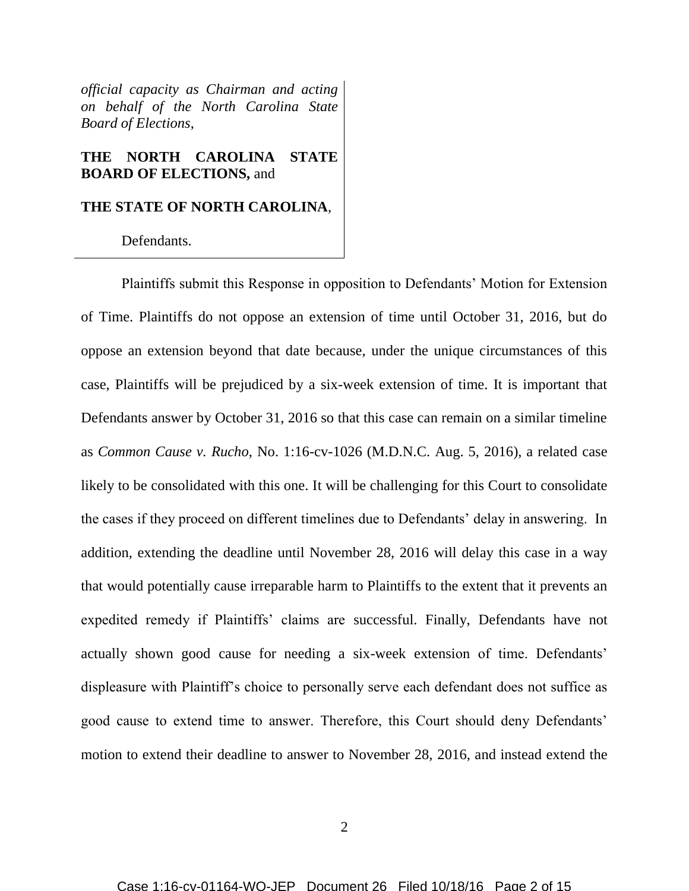*official capacity as Chairman and acting on behalf of the North Carolina State Board of Elections*,

**THE NORTH CAROLINA STATE BOARD OF ELECTIONS,** and

**THE STATE OF NORTH CAROLINA**,

Defendants.

Plaintiffs submit this Response in opposition to Defendants' Motion for Extension of Time. Plaintiffs do not oppose an extension of time until October 31, 2016, but do oppose an extension beyond that date because, under the unique circumstances of this case, Plaintiffs will be prejudiced by a six-week extension of time. It is important that Defendants answer by October 31, 2016 so that this case can remain on a similar timeline as *Common Cause v. Rucho*, No. 1:16-cv-1026 (M.D.N.C. Aug. 5, 2016), a related case likely to be consolidated with this one. It will be challenging for this Court to consolidate the cases if they proceed on different timelines due to Defendants' delay in answering. In addition, extending the deadline until November 28, 2016 will delay this case in a way that would potentially cause irreparable harm to Plaintiffs to the extent that it prevents an expedited remedy if Plaintiffs' claims are successful. Finally, Defendants have not actually shown good cause for needing a six-week extension of time. Defendants' displeasure with Plaintiff's choice to personally serve each defendant does not suffice as good cause to extend time to answer. Therefore, this Court should deny Defendants' motion to extend their deadline to answer to November 28, 2016, and instead extend the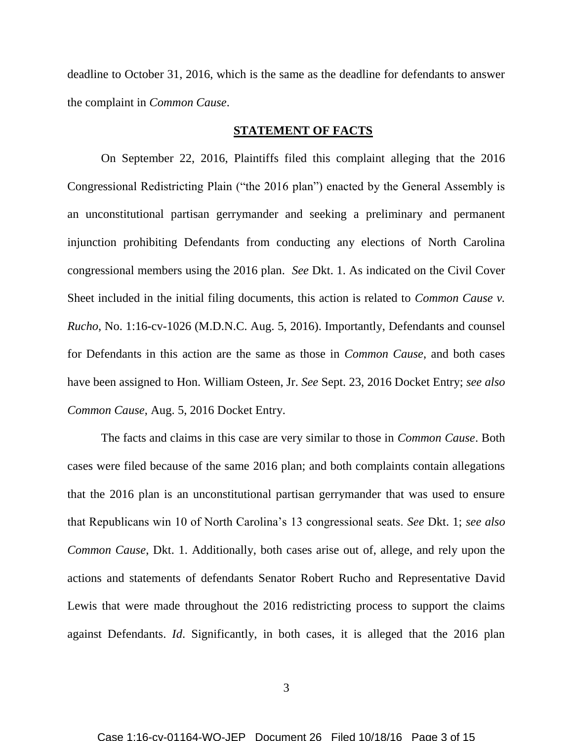deadline to October 31, 2016, which is the same as the deadline for defendants to answer the complaint in *Common Cause*.

## STATEMENT OF FACTS

On September 22, 2016, Plaintiffs filed this complaint alleging that the 2016 Congressional Redistricting Plain ("the 2016 plan") enacted by the General Assembly is an unconstitutional partisan gerrymander and seeking a preliminary and permanent injunction prohibiting Defendants from conducting any elections of North Carolina congressional members using the 2016 plan. *See* Dkt. 1. As indicated on the Civil Cover Sheet included in the initial filing documents, this action is related to *Common Cause v. Rucho*, No. 1:16-cv-1026 (M.D.N.C. Aug. 5, 2016). Importantly, Defendants and counsel for Defendants in this action are the same as those in *Common Cause*, and both cases have been assigned to Hon. William Osteen, Jr. *See* Sept. 23, 2016 Docket Entry; *see also Common Cause*, Aug. 5, 2016 Docket Entry.

The facts and claims in this case are very similar to those in *Common Cause*. Both cases were filed because of the same 2016 plan; and both complaints contain allegations that the 2016 plan is an unconstitutional partisan gerrymander that was used to ensure that Republicans win 10 of North Carolina's 13 congressional seats. *See* Dkt. 1; *see also Common Cause*, Dkt. 1. Additionally, both cases arise out of, allege, and rely upon the actions and statements of defendants Senator Robert Rucho and Representative David Lewis that were made throughout the 2016 redistricting process to support the claims against Defendants. *Id*. Significantly, in both cases, it is alleged that the 2016 plan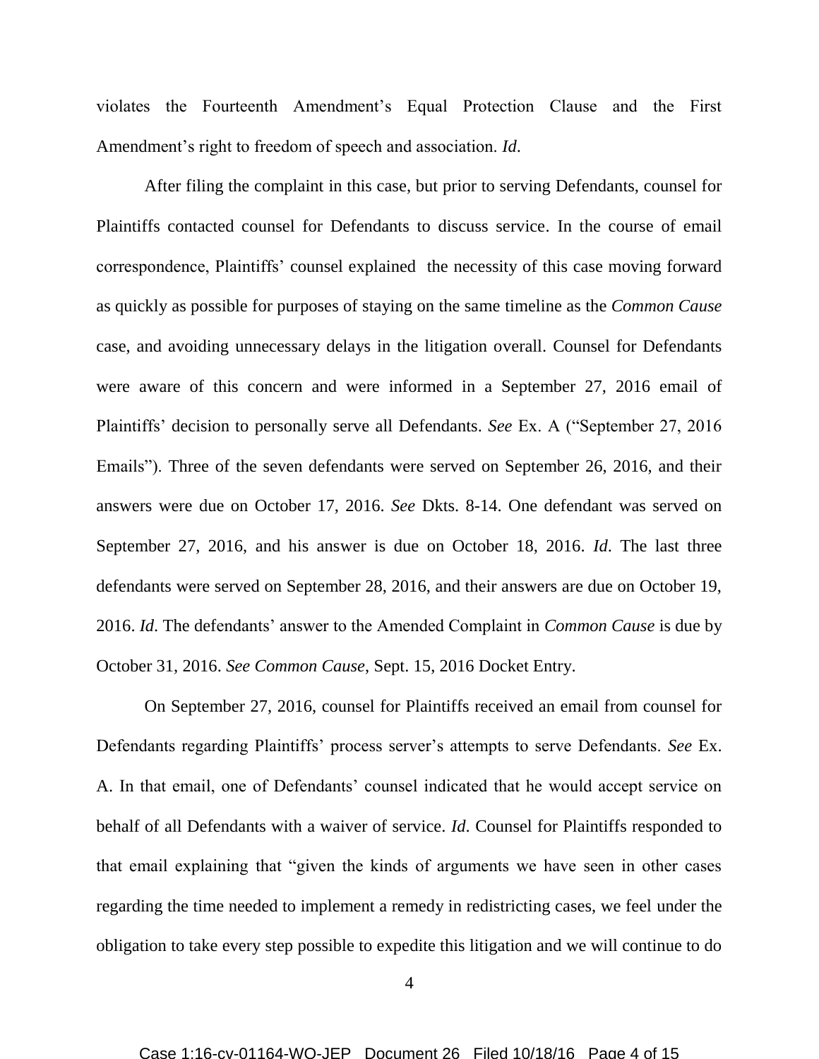violates the Fourteenth Amendment's Equal Protection Clause and the First Amendment's right to freedom of speech and association. *Id*.

After filing the complaint in this case, but prior to serving Defendants, counsel for Plaintiffs contacted counsel for Defendants to discuss service. In the course of email correspondence, Plaintiffs' counsel explained the necessity of this case moving forward as quickly as possible for purposes of staying on the same timeline as the *Common Cause* case, and avoiding unnecessary delays in the litigation overall. Counsel for Defendants were aware of this concern and were informed in a September 27, 2016 email of Plaintiffs' decision to personally serve all Defendants. *See* Ex. A ("September 27, 2016 Emails"). Three of the seven defendants were served on September 26, 2016, and their answers were due on October 17, 2016. *See* Dkts. 8-14. One defendant was served on September 27, 2016, and his answer is due on October 18, 2016. *Id*. The last three defendants were served on September 28, 2016, and their answers are due on October 19, 2016. *Id*. The defendants' answer to the Amended Complaint in *Common Cause* is due by October 31, 2016. *See Common Cause*, Sept. 15, 2016 Docket Entry.

On September 27, 2016, counsel for Plaintiffs received an email from counsel for Defendants regarding Plaintiffs' process server's attempts to serve Defendants. *See* Ex. A. In that email, one of Defendants' counsel indicated that he would accept service on behalf of all Defendants with a waiver of service. *Id*. Counsel for Plaintiffs responded to that email explaining that "given the kinds of arguments we have seen in other cases regarding the time needed to implement a remedy in redistricting cases, we feel under the obligation to take every step possible to expedite this litigation and we will continue to do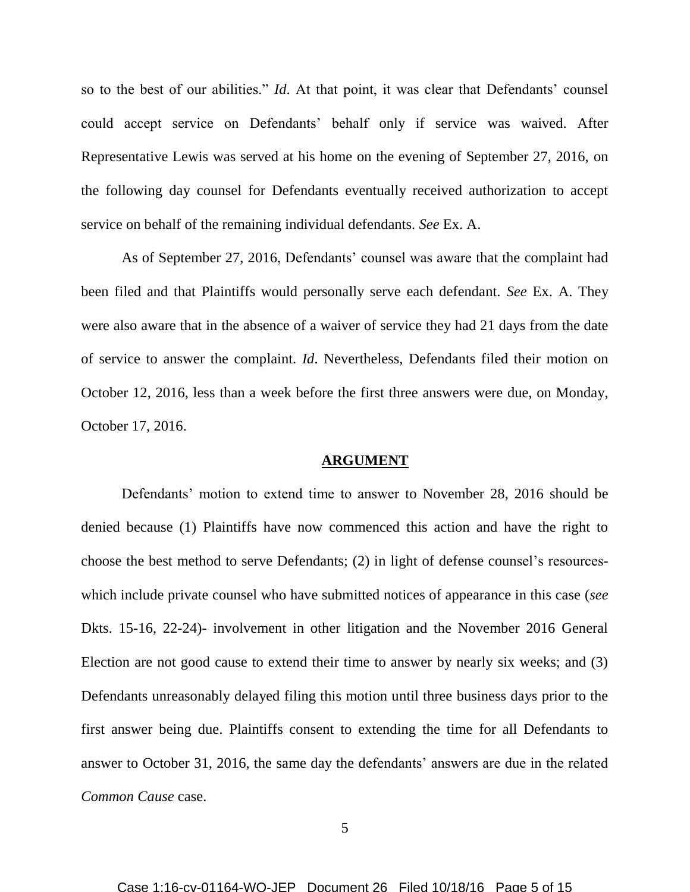so to the best of our abilities." *Id*. At that point, it was clear that Defendants' counsel could accept service on Defendants' behalf only if service was waived. After Representative Lewis was served at his home on the evening of September 27, 2016, on the following day counsel for Defendants eventually received authorization to accept service on behalf of the remaining individual defendants. *See* Ex. A.

As of September 27, 2016, Defendants' counsel was aware that the complaint had been filed and that Plaintiffs would personally serve each defendant. *See* Ex. A. They were also aware that in the absence of a waiver of service they had 21 days from the date of service to answer the complaint. *Id*. Nevertheless, Defendants filed their motion on October 12, 2016, less than a week before the first three answers were due, on Monday, October 17, 2016.

## ARGUMENT

Defendants' motion to extend time to answer to November 28, 2016 should be denied because (1) Plaintiffs have now commenced this action and have the right to choose the best method to serve Defendants; (2) in light of defense counsel's resources- which include private counsel who have submitted notices of appearance in this case (*see* Dkts. 15-16, 22-24)- involvement in other litigation and the November 2016 General Election are not good cause to extend their time to answer by nearly six weeks; and (3) Defendants unreasonably delayed filing this motion until three business days prior to the first answer being due. Plaintiffs consent to extending the time for all Defendants to answer to October 31, 2016, the same day the defendants' answers are due in the related *Common Cause* case.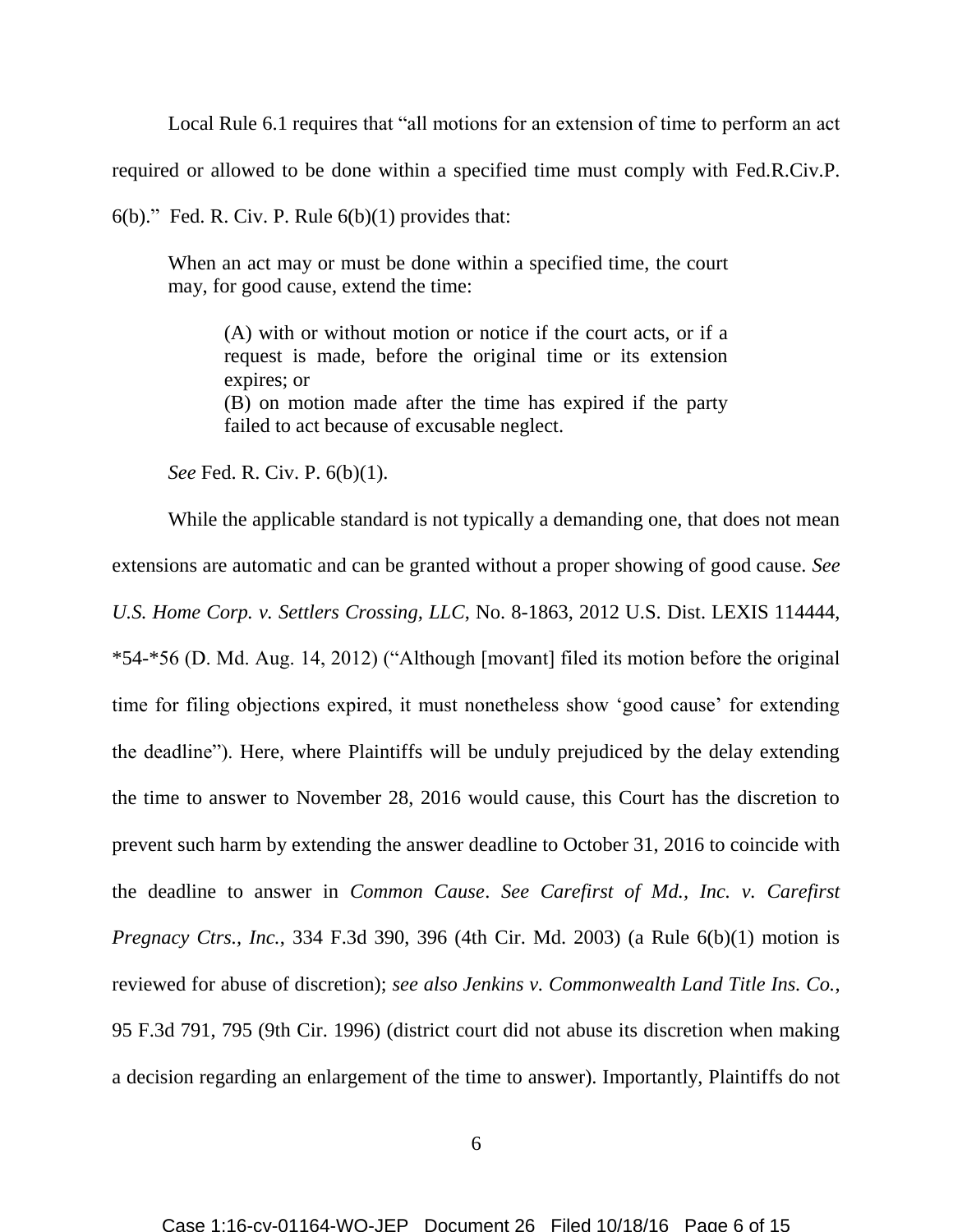Local Rule 6.1 requires that "all motions for an extension of time to perform an act required or allowed to be done within a specified time must comply with Fed.R.Civ.P. 6(b)." Fed. R. Civ. P. Rule 6(b)(1) provides that:

> When an act may or must be done within a specified time, the court may, for good cause, extend the time:
>
> > (A) with or without motion or notice if the court acts, or if a request is made, before the original time or its extension expires; or
> > (B) on motion made after the time has expired if the party failed to act because of excusable neglect.

*See* Fed. R. Civ. P. 6(b)(1).

While the applicable standard is not typically a demanding one, that does not mean extensions are automatic and can be granted without a proper showing of good cause. *See U.S. Home Corp. v. Settlers Crossing, LLC*, No. 8-1863, 2012 U.S. Dist. LEXIS 114444, *54-*56 (D. Md. Aug. 14, 2012) ("Although [movant] filed its motion before the original time for filing objections expired, it must nonetheless show 'good cause' for extending the deadline"). Here, where Plaintiffs will be unduly prejudiced by the delay extending the time to answer to November 28, 2016 would cause, this Court has the discretion to prevent such harm by extending the answer deadline to October 31, 2016 to coincide with the deadline to answer in *Common Cause*. *See Carefirst of Md., Inc. v. Carefirst Pregnacy Ctrs., Inc.*, 334 F.3d 390, 396 (4th Cir. Md. 2003) (a Rule 6(b)(1) motion is reviewed for abuse of discretion); *see also Jenkins v. Commonwealth Land Title Ins. Co.*, 95 F.3d 791, 795 (9th Cir. 1996) (district court did not abuse its discretion when making a decision regarding an enlargement of the time to answer). Importantly, Plaintiffs do not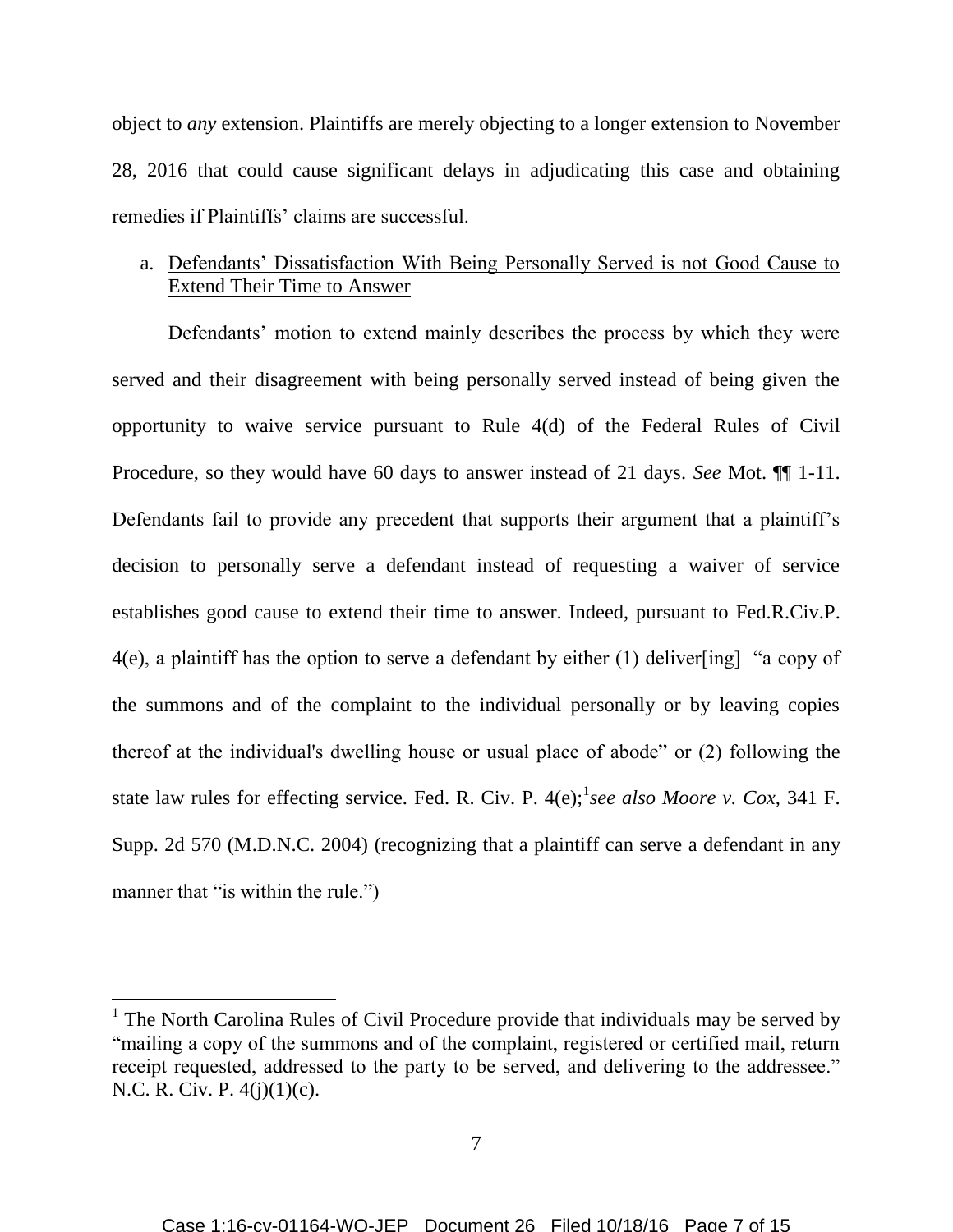object to *any* extension. Plaintiffs are merely objecting to a longer extension to November 28, 2016 that could cause significant delays in adjudicating this case and obtaining remedies if Plaintiffs' claims are successful.

a. <u>Defendants' Dissatisfaction With Being Personally Served is not Good Cause to Extend Their Time to Answer</u>

Defendants' motion to extend mainly describes the process by which they were served and their disagreement with being personally served instead of being given the opportunity to waive service pursuant to Rule 4(d) of the Federal Rules of Civil Procedure, so they would have 60 days to answer instead of 21 days. *See* Mot. ¶¶ 1-11. Defendants fail to provide any precedent that supports their argument that a plaintiff's decision to personally serve a defendant instead of requesting a waiver of service establishes good cause to extend their time to answer. Indeed, pursuant to Fed.R.Civ.P. 4(e), a plaintiff has the option to serve a defendant by either (1) deliver[ing] "a copy of the summons and of the complaint to the individual personally or by leaving copies thereof at the individual's dwelling house or usual place of abode" or (2) following the state law rules for effecting service. Fed. R. Civ. P. 4(e);[1] *see also Moore v. Cox,* 341 F. Supp. 2d 570 (M.D.N.C. 2004) (recognizing that a plaintiff can serve a defendant in any manner that "is within the rule.")

---

[1] The North Carolina Rules of Civil Procedure provide that individuals may be served by "mailing a copy of the summons and of the complaint, registered or certified mail, return receipt requested, addressed to the party to be served, and delivering to the addressee." N.C. R. Civ. P. 4(j)(1)(c).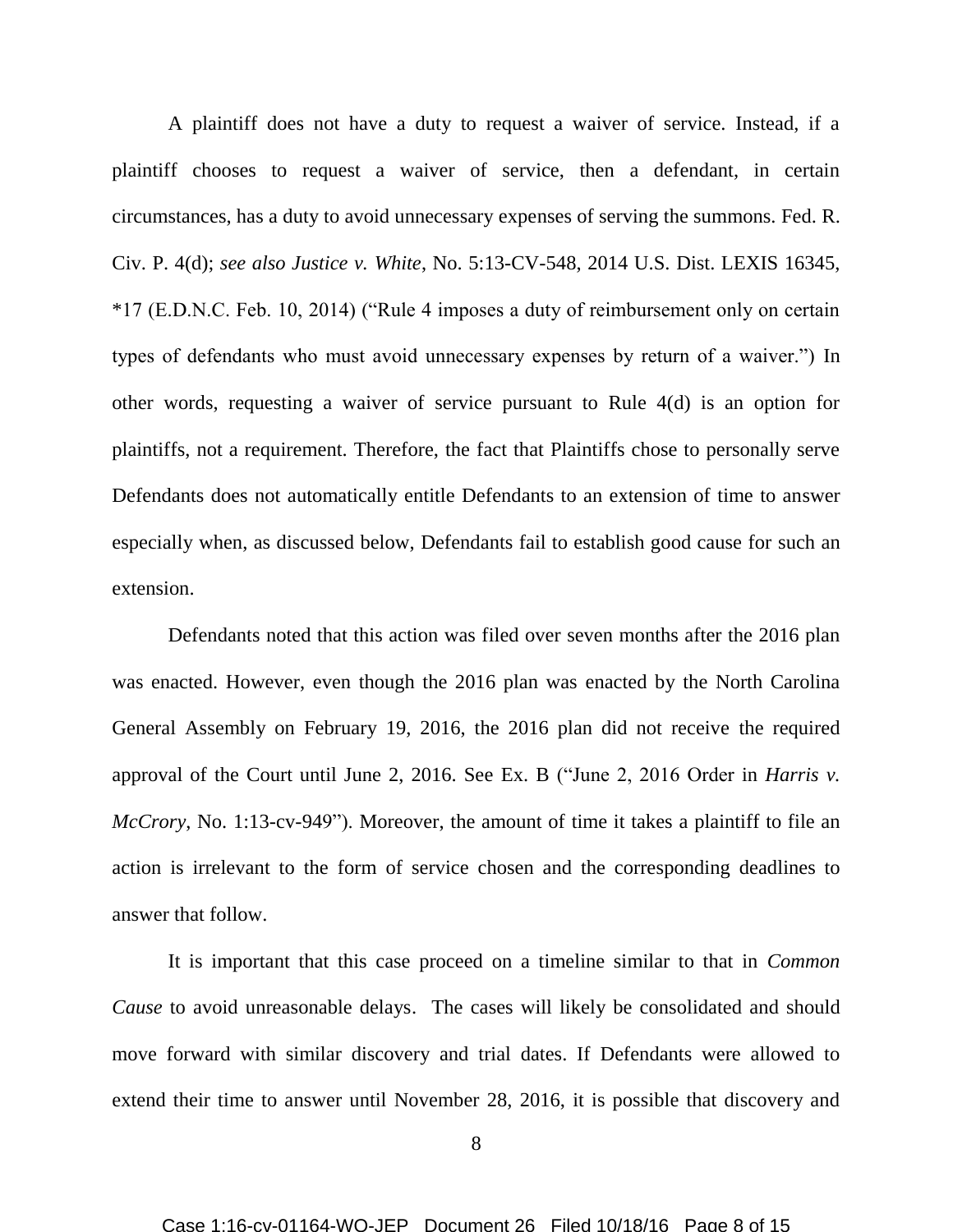A plaintiff does not have a duty to request a waiver of service. Instead, if a plaintiff chooses to request a waiver of service, then a defendant, in certain circumstances, has a duty to avoid unnecessary expenses of serving the summons. Fed. R. Civ. P. 4(d); *see also Justice v. White*, No. 5:13-CV-548, 2014 U.S. Dist. LEXIS 16345, *17 (E.D.N.C. Feb. 10, 2014) ("Rule 4 imposes a duty of reimbursement only on certain types of defendants who must avoid unnecessary expenses by return of a waiver.") In other words, requesting a waiver of service pursuant to Rule 4(d) is an option for plaintiffs, not a requirement. Therefore, the fact that Plaintiffs chose to personally serve Defendants does not automatically entitle Defendants to an extension of time to answer especially when, as discussed below, Defendants fail to establish good cause for such an extension.

Defendants noted that this action was filed over seven months after the 2016 plan was enacted. However, even though the 2016 plan was enacted by the North Carolina General Assembly on February 19, 2016, the 2016 plan did not receive the required approval of the Court until June 2, 2016. See Ex. B ("June 2, 2016 Order in *Harris v. McCrory*, No. 1:13-cv-949"). Moreover, the amount of time it takes a plaintiff to file an action is irrelevant to the form of service chosen and the corresponding deadlines to answer that follow.

It is important that this case proceed on a timeline similar to that in *Common Cause* to avoid unreasonable delays. The cases will likely be consolidated and should move forward with similar discovery and trial dates. If Defendants were allowed to extend their time to answer until November 28, 2016, it is possible that discovery and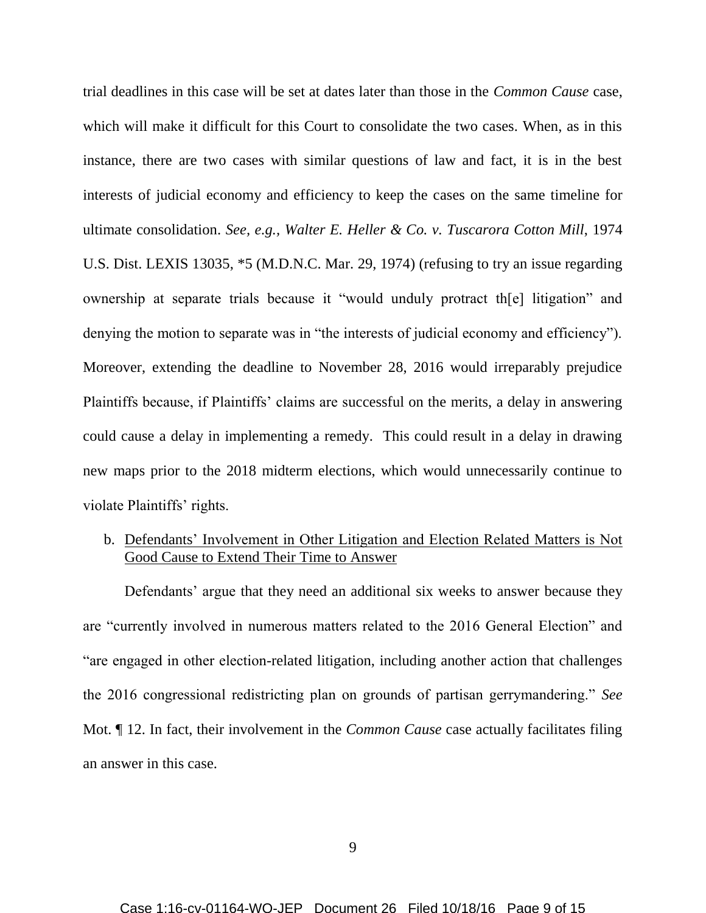trial deadlines in this case will be set at dates later than those in the *Common Cause* case, which will make it difficult for this Court to consolidate the two cases. When, as in this instance, there are two cases with similar questions of law and fact, it is in the best interests of judicial economy and efficiency to keep the cases on the same timeline for ultimate consolidation. *See, e.g.*, *Walter E. Heller & Co. v. Tuscarora Cotton Mill*, 1974 U.S. Dist. LEXIS 13035, *5 (M.D.N.C. Mar. 29, 1974) (refusing to try an issue regarding ownership at separate trials because it "would unduly protract th[e] litigation" and denying the motion to separate was in "the interests of judicial economy and efficiency"). Moreover, extending the deadline to November 28, 2016 would irreparably prejudice Plaintiffs because, if Plaintiffs' claims are successful on the merits, a delay in answering could cause a delay in implementing a remedy. This could result in a delay in drawing new maps prior to the 2018 midterm elections, which would unnecessarily continue to violate Plaintiffs' rights.

b. <u>Defendants' Involvement in Other Litigation and Election Related Matters is Not Good Cause to Extend Their Time to Answer</u>

Defendants' argue that they need an additional six weeks to answer because they are "currently involved in numerous matters related to the 2016 General Election" and "are engaged in other election-related litigation, including another action that challenges the 2016 congressional redistricting plan on grounds of partisan gerrymandering." *See* Mot. ¶ 12. In fact, their involvement in the *Common Cause* case actually facilitates filing an answer in this case.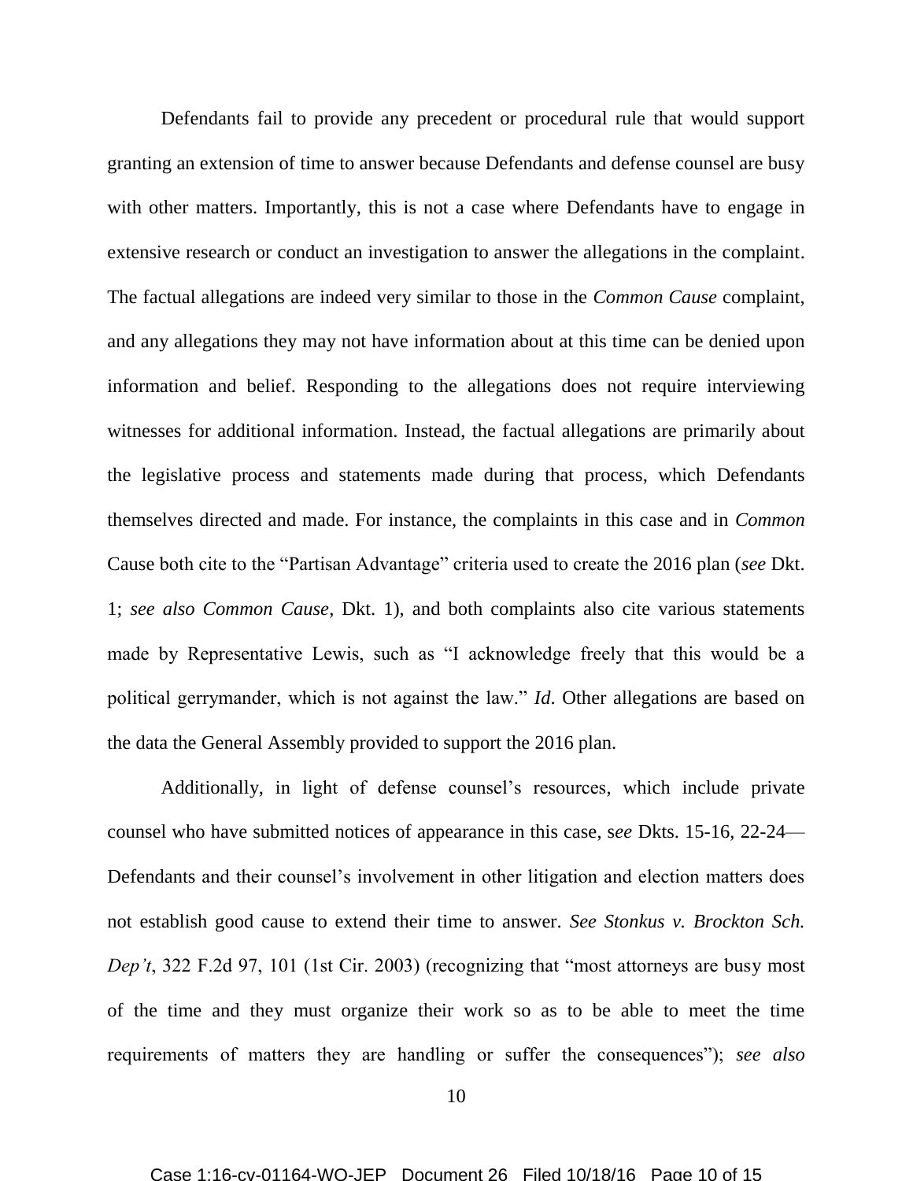Defendants fail to provide any precedent or procedural rule that would support granting an extension of time to answer because Defendants and defense counsel are busy with other matters. Importantly, this is not a case where Defendants have to engage in extensive research or conduct an investigation to answer the allegations in the complaint. The factual allegations are indeed very similar to those in the *Common Cause* complaint, and any allegations they may not have information about at this time can be denied upon information and belief. Responding to the allegations does not require interviewing witnesses for additional information. Instead, the factual allegations are primarily about the legislative process and statements made during that process, which Defendants themselves directed and made. For instance, the complaints in this case and in *Common* Cause both cite to the "Partisan Advantage" criteria used to create the 2016 plan (*see* Dkt. 1; *see also Common Cause*, Dkt. 1), and both complaints also cite various statements made by Representative Lewis, such as "I acknowledge freely that this would be a political gerrymander, which is not against the law." *Id*. Other allegations are based on the data the General Assembly provided to support the 2016 plan.

Additionally, in light of defense counsel's resources, which include private counsel who have submitted notices of appearance in this case, s*ee* Dkts. 15-16, 22-24— Defendants and their counsel's involvement in other litigation and election matters does not establish good cause to extend their time to answer. *See Stonkus v. Brockton Sch. Dep't*, 322 F.2d 97, 101 (1st Cir. 2003) (recognizing that "most attorneys are busy most of the time and they must organize their work so as to be able to meet the time requirements of matters they are handling or suffer the consequences"); *see also*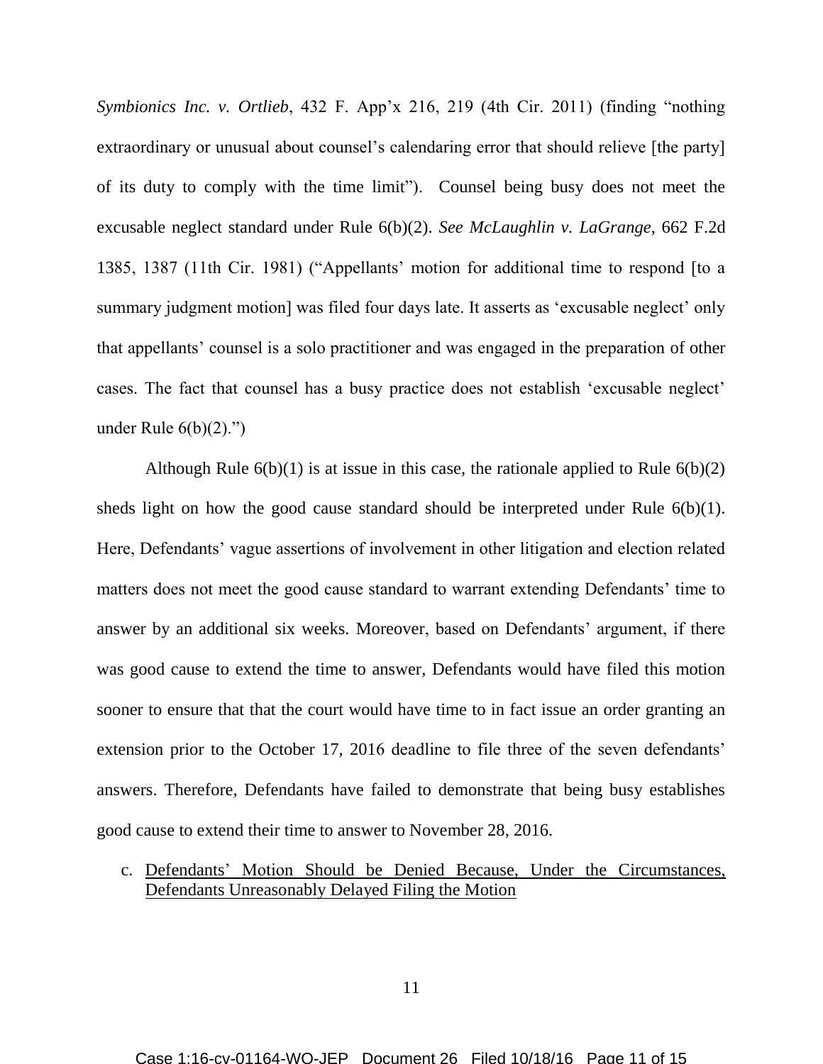*Symbionics Inc. v. Ortlieb*, 432 F. App'x 216, 219 (4th Cir. 2011) (finding "nothing extraordinary or unusual about counsel's calendaring error that should relieve [the party] of its duty to comply with the time limit"). Counsel being busy does not meet the excusable neglect standard under Rule 6(b)(2). *See McLaughlin v. LaGrange*, 662 F.2d 1385, 1387 (11th Cir. 1981) ("Appellants' motion for additional time to respond [to a summary judgment motion] was filed four days late. It asserts as 'excusable neglect' only that appellants' counsel is a solo practitioner and was engaged in the preparation of other cases. The fact that counsel has a busy practice does not establish 'excusable neglect' under Rule 6(b)(2).")

Although Rule 6(b)(1) is at issue in this case, the rationale applied to Rule 6(b)(2) sheds light on how the good cause standard should be interpreted under Rule 6(b)(1). Here, Defendants' vague assertions of involvement in other litigation and election related matters does not meet the good cause standard to warrant extending Defendants' time to answer by an additional six weeks. Moreover, based on Defendants' argument, if there was good cause to extend the time to answer, Defendants would have filed this motion sooner to ensure that that the court would have time to in fact issue an order granting an extension prior to the October 17, 2016 deadline to file three of the seven defendants' answers. Therefore, Defendants have failed to demonstrate that being busy establishes good cause to extend their time to answer to November 28, 2016.

c. <u>Defendants' Motion Should be Denied Because, Under the Circumstances, Defendants Unreasonably Delayed Filing the Motion</u>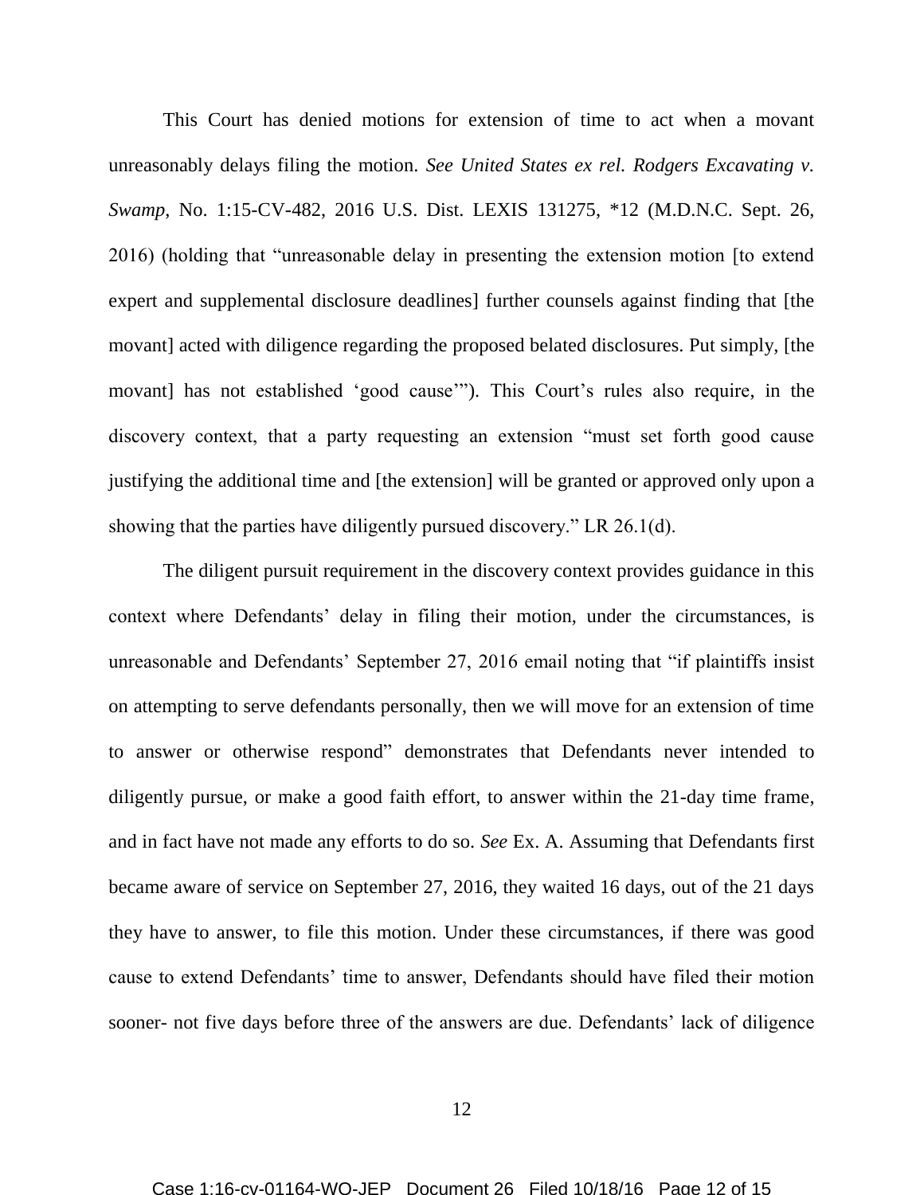This Court has denied motions for extension of time to act when a movant unreasonably delays filing the motion. *See United States ex rel. Rodgers Excavating v. Swamp*, No. 1:15-CV-482, 2016 U.S. Dist. LEXIS 131275, *12 (M.D.N.C. Sept. 26, 2016) (holding that "unreasonable delay in presenting the extension motion [to extend expert and supplemental disclosure deadlines] further counsels against finding that [the movant] acted with diligence regarding the proposed belated disclosures. Put simply, [the movant] has not established 'good cause'"). This Court's rules also require, in the discovery context, that a party requesting an extension "must set forth good cause justifying the additional time and [the extension] will be granted or approved only upon a showing that the parties have diligently pursued discovery." LR 26.1(d).

The diligent pursuit requirement in the discovery context provides guidance in this context where Defendants' delay in filing their motion, under the circumstances, is unreasonable and Defendants' September 27, 2016 email noting that "if plaintiffs insist on attempting to serve defendants personally, then we will move for an extension of time to answer or otherwise respond" demonstrates that Defendants never intended to diligently pursue, or make a good faith effort, to answer within the 21-day time frame, and in fact have not made any efforts to do so. *See* Ex. A. Assuming that Defendants first became aware of service on September 27, 2016, they waited 16 days, out of the 21 days they have to answer, to file this motion. Under these circumstances, if there was good cause to extend Defendants' time to answer, Defendants should have filed their motion sooner- not five days before three of the answers are due. Defendants' lack of diligence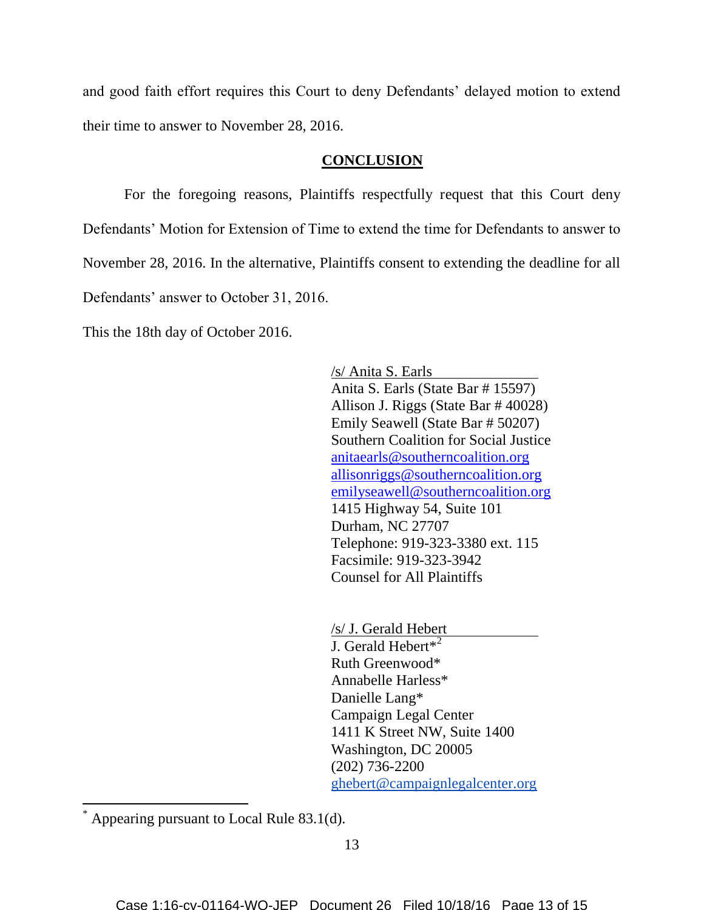and good faith effort requires this Court to deny Defendants' delayed motion to extend their time to answer to November 28, 2016.

## CONCLUSION

For the foregoing reasons, Plaintiffs respectfully request that this Court deny Defendants' Motion for Extension of Time to extend the time for Defendants to answer to November 28, 2016. In the alternative, Plaintiffs consent to extending the deadline for all Defendants' answer to October 31, 2016.

This the 18th day of October 2016.

/s/ Anita S. Earls
Anita S. Earls (State Bar # 15597)
Allison J. Riggs (State Bar # 40028)
Emily Seawell (State Bar # 50207)
Southern Coalition for Social Justice
anitaearls@southerncoalition.org
allisonriggs@southerncoalition.org
emilyseawell@southerncoalition.org
1415 Highway 54, Suite 101
Durham, NC 27707
Telephone: 919-323-3380 ext. 115
Facsimile: 919-323-3942
Counsel for All Plaintiffs

/s/ J. Gerald Hebert
J. Gerald Hebert*[2]
Ruth Greenwood*
Annabelle Harless*
Danielle Lang*
Campaign Legal Center
1411 K Street NW, Suite 1400
Washington, DC 20005
(202) 736-2200
ghebert@campaignlegalcenter.org

---

* Appearing pursuant to Local Rule 83.1(d).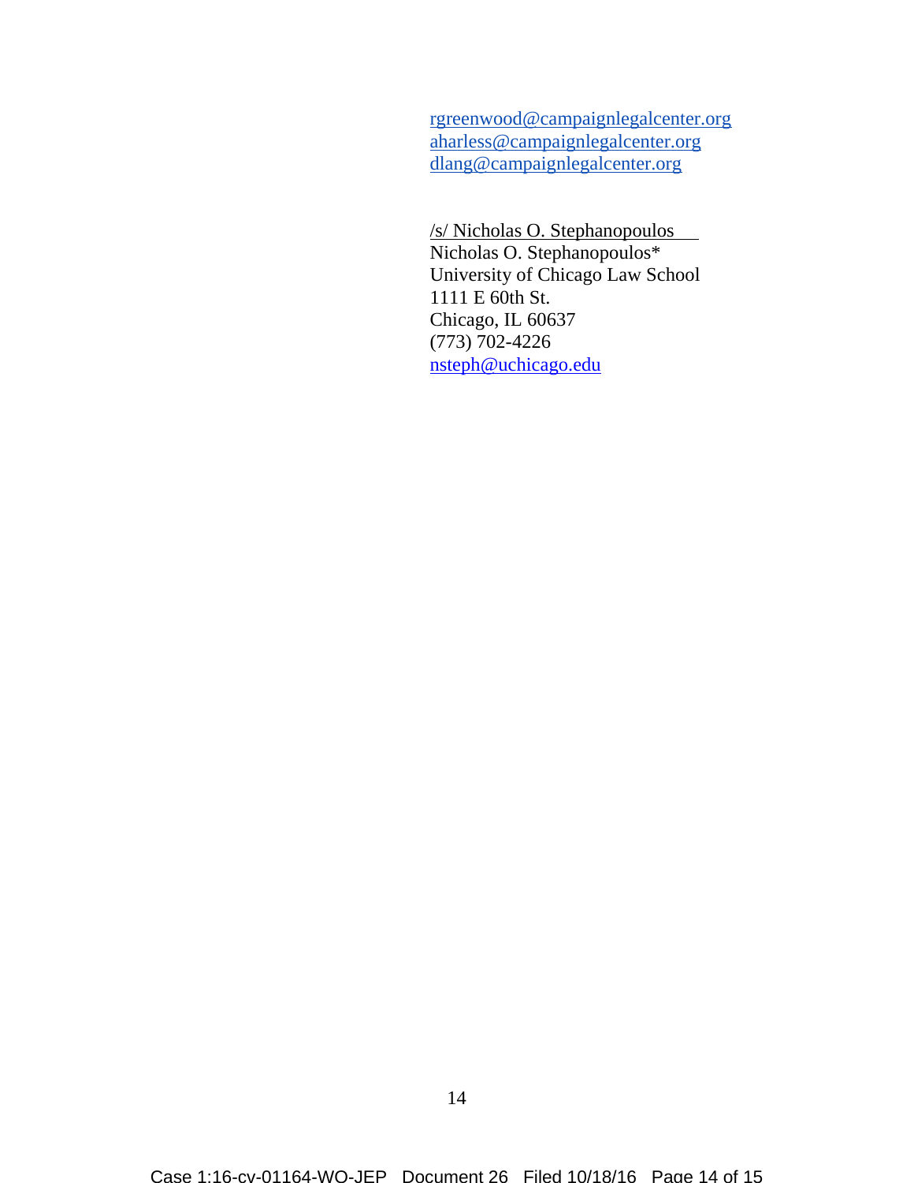rgreenwood@campaignlegalcenter.org
aharless@campaignlegalcenter.org
dlang@campaignlegalcenter.org

/s/ Nicholas O. Stephanopoulos
Nicholas O. Stephanopoulos*
University of Chicago Law School
1111 E 60th St.
Chicago, IL 60637
(773) 702-4226
nsteph@uchicago.edu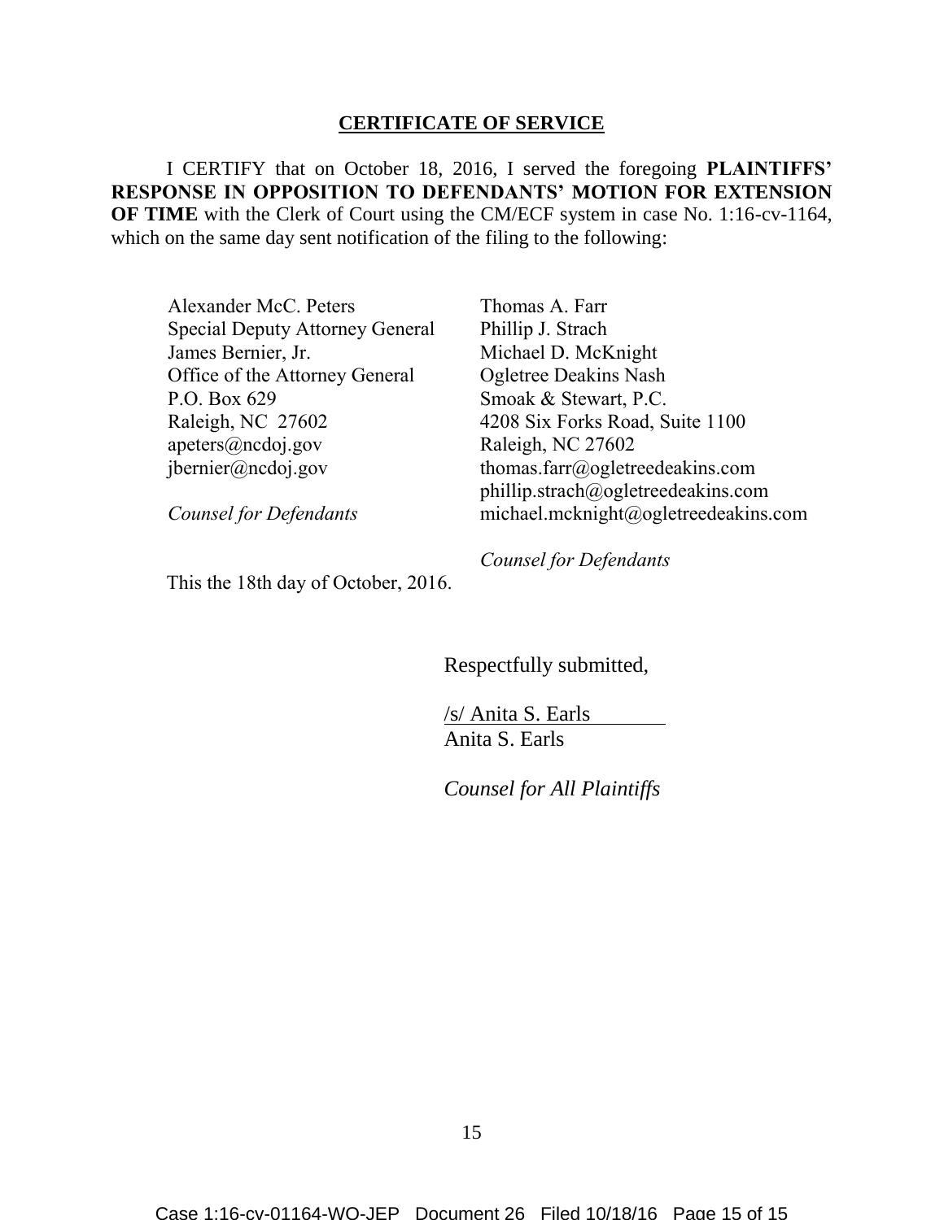## CERTIFICATE OF SERVICE

I CERTIFY that on October 18, 2016, I served the foregoing **PLAINTIFFS' RESPONSE IN OPPOSITION TO DEFENDANTS' MOTION FOR EXTENSION OF TIME** with the Clerk of Court using the CM/ECF system in case No. 1:16-cv-1164, which on the same day sent notification of the filing to the following:

Alexander McC. Peters
Special Deputy Attorney General
James Bernier, Jr.
Office of the Attorney General
P.O. Box 629
Raleigh, NC 27602
apeters@ncdoj.gov
jbernier@ncdoj.gov

*Counsel for Defendants*

Thomas A. Farr
Phillip J. Strach
Michael D. McKnight
Ogletree Deakins Nash
Smoak & Stewart, P.C.
4208 Six Forks Road, Suite 1100
Raleigh, NC 27602
thomas.farr@ogletreedeakins.com
phillip.strach@ogletreedeakins.com
michael.mcknight@ogletreedeakins.com

*Counsel for Defendants*

This the 18th day of October, 2016.

Respectfully submitted,

/s/ Anita S. Earls
Anita S. Earls

*Counsel for All Plaintiffs*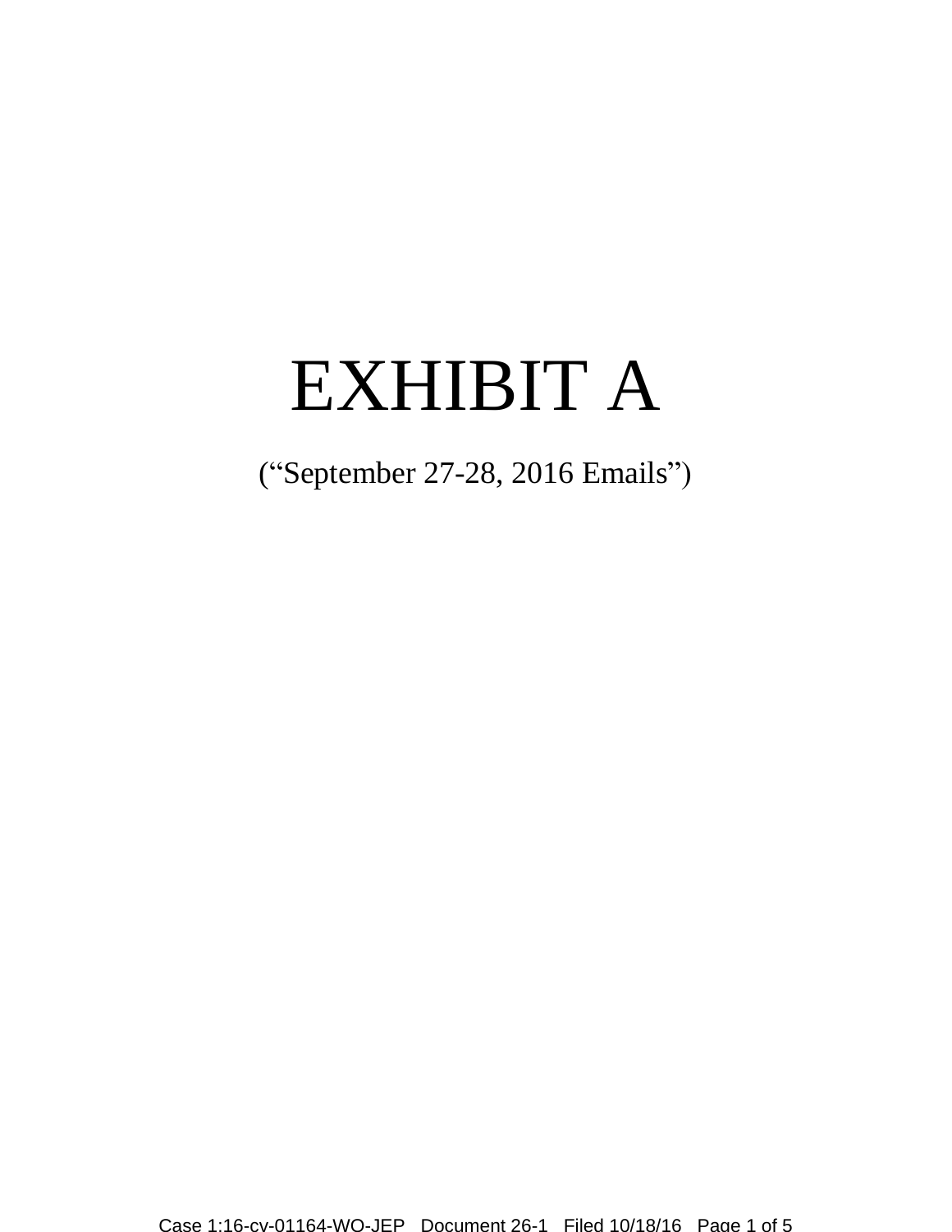# EXHIBIT A

("September 27-28, 2016 Emails")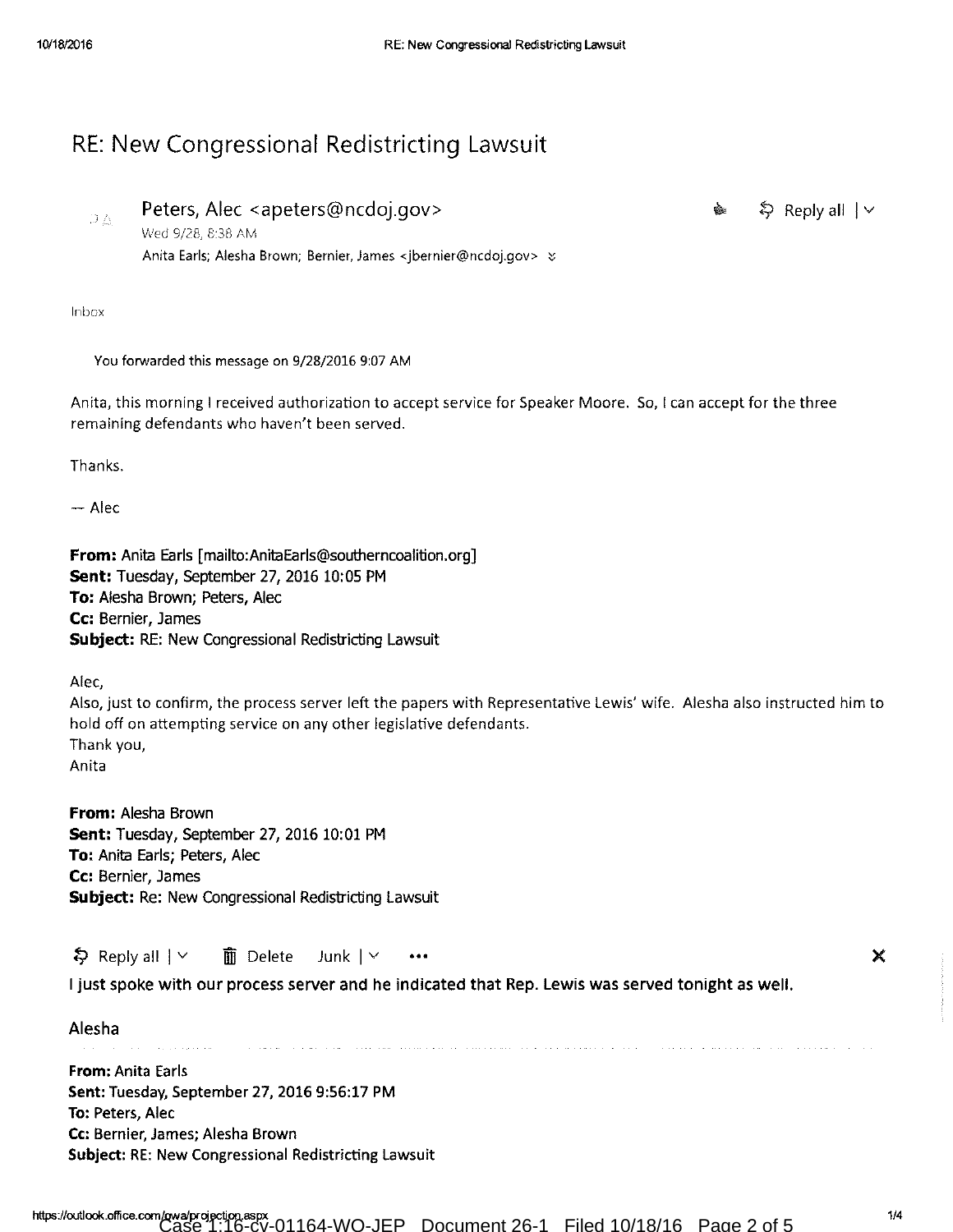# RE: New Congressional Redistricting Lawsuit

Peters, Alec <apeters@ncdoj.gov>
Wed 9/28, 8:38 AM
Anita Earls; Alesha Brown; Bernier, James <jbernier@ncdoj.gov>

Inbox

You forwarded this message on 9/28/2016 9:07 AM

Anita, this morning I received authorization to accept service for Speaker Moore. So, I can accept for the three remaining defendants who haven't been served.

Thanks.

-- Alec

**From:** Anita Earls [mailto:AnitaEarls@southerncoalition.org]
**Sent:** Tuesday, September 27, 2016 10:05 PM
**To:** Alesha Brown; Peters, Alec
**Cc:** Bernier, James
**Subject:** RE: New Congressional Redistricting Lawsuit

Alec,
Also, just to confirm, the process server left the papers with Representative Lewis' wife. Alesha also instructed him to hold off on attempting service on any other legislative defendants.
Thank you,
Anita

**From:** Alesha Brown
**Sent:** Tuesday, September 27, 2016 10:01 PM
**To:** Anita Earls; Peters, Alec
**Cc:** Bernier, James
**Subject:** Re: New Congressional Redistricting Lawsuit

I just spoke with our process server and he indicated that Rep. Lewis was served tonight as well.

Alesha

**From:** Anita Earls
**Sent:** Tuesday, September 27, 2016 9:56:17 PM
**To:** Peters, Alec
**Cc:** Bernier, James; Alesha Brown
**Subject:** RE: New Congressional Redistricting Lawsuit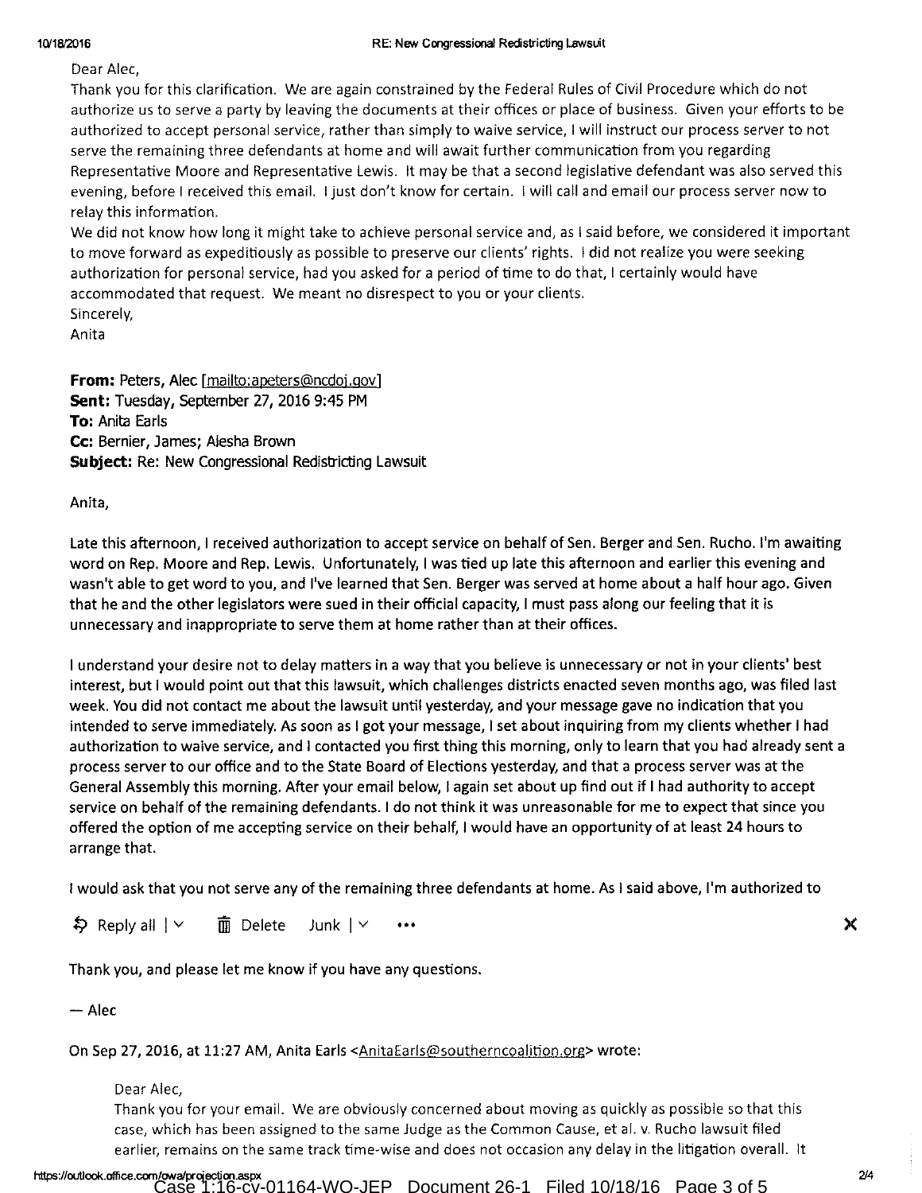Dear Alec,

Thank you for this clarification. We are again constrained by the Federal Rules of Civil Procedure which do not authorize us to serve a party by leaving the documents at their offices or place of business. Given your efforts to be authorized to accept personal service, rather than simply to waive service, I will instruct our process server to not serve the remaining three defendants at home and will await further communication from you regarding Representative Moore and Representative Lewis. It may be that a second legislative defendant was also served this evening, before I received this email. I just don't know for certain. I will call and email our process server now to relay this information.

We did not know how long it might take to achieve personal service and, as I said before, we considered it important to move forward as expeditiously as possible to preserve our clients' rights. I did not realize you were seeking authorization for personal service, had you asked for a period of time to do that, I certainly would have accommodated that request. We meant no disrespect to you or your clients.

Sincerely,

Anita

**From:** Peters, Alec [mailto:apeters@ncdoj.gov]
**Sent:** Tuesday, September 27, 2016 9:45 PM
**To:** Anita Earls
**Cc:** Bernier, James; Alesha Brown
**Subject:** Re: New Congressional Redistricting Lawsuit

Anita,

Late this afternoon, I received authorization to accept service on behalf of Sen. Berger and Sen. Rucho. I'm awaiting word on Rep. Moore and Rep. Lewis. Unfortunately, I was tied up late this afternoon and earlier this evening and wasn't able to get word to you, and I've learned that Sen. Berger was served at home about a half hour ago. Given that he and the other legislators were sued in their official capacity, I must pass along our feeling that it is unnecessary and inappropriate to serve them at home rather than at their offices.

I understand your desire not to delay matters in a way that you believe is unnecessary or not in your clients' best interest, but I would point out that this lawsuit, which challenges districts enacted seven months ago, was filed last week. You did not contact me about the lawsuit until yesterday, and your message gave no indication that you intended to serve immediately. As soon as I got your message, I set about inquiring from my clients whether I had authorization to waive service, and I contacted you first thing this morning, only to learn that you had already sent a process server to our office and to the State Board of Elections yesterday, and that a process server was at the General Assembly this morning. After your email below, I again set about up find out if I had authority to accept service on behalf of the remaining defendants. I do not think it was unreasonable for me to expect that since you offered the option of me accepting service on their behalf, I would have an opportunity of at least 24 hours to arrange that.

I would ask that you not serve any of the remaining three defendants at home. As I said above, I'm authorized to

Thank you, and please let me know if you have any questions.

— Alec

On Sep 27, 2016, at 11:27 AM, Anita Earls <AnitaEarls@southerncoalition.org> wrote:

> Dear Alec,
>
> Thank you for your email. We are obviously concerned about moving as quickly as possible so that this case, which has been assigned to the same Judge as the Common Cause, et al. v. Rucho lawsuit filed earlier, remains on the same track time-wise and does not occasion any delay in the litigation overall. It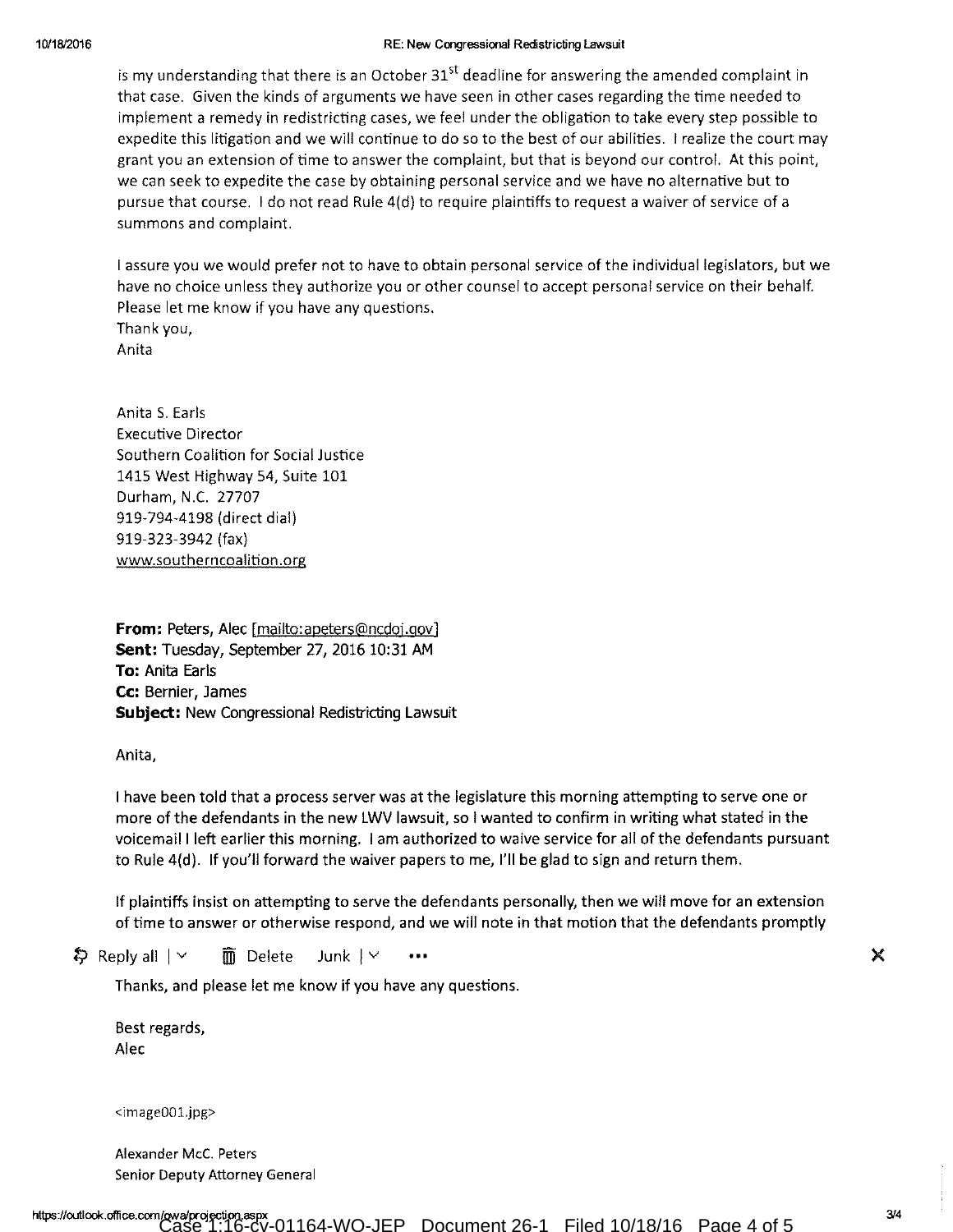is my understanding that there is an October 31st deadline for answering the amended complaint in that case. Given the kinds of arguments we have seen in other cases regarding the time needed to implement a remedy in redistricting cases, we feel under the obligation to take every step possible to expedite this litigation and we will continue to do so to the best of our abilities. I realize the court may grant you an extension of time to answer the complaint, but that is beyond our control. At this point, we can seek to expedite the case by obtaining personal service and we have no alternative but to pursue that course. I do not read Rule 4(d) to require plaintiffs to request a waiver of service of a summons and complaint.

I assure you we would prefer not to have to obtain personal service of the individual legislators, but we have no choice unless they authorize you or other counsel to accept personal service on their behalf. Please let me know if you have any questions.
Thank you,
Anita

Anita S. Earls
Executive Director
Southern Coalition for Social Justice
1415 West Highway 54, Suite 101
Durham, N.C. 27707
919-794-4198 (direct dial)
919-323-3942 (fax)
www.southerncoalition.org

**From:** Peters, Alec [mailto:apeters@ncdoj.gov]
**Sent:** Tuesday, September 27, 2016 10:31 AM
**To:** Anita Earls
**Cc:** Bernier, James
**Subject:** New Congressional Redistricting Lawsuit

Anita,

I have been told that a process server was at the legislature this morning attempting to serve one or more of the defendants in the new LWV lawsuit, so I wanted to confirm in writing what stated in the voicemail I left earlier this morning. I am authorized to waive service for all of the defendants pursuant to Rule 4(d). If you'll forward the waiver papers to me, I'll be glad to sign and return them.

If plaintiffs insist on attempting to serve the defendants personally, then we will move for an extension of time to answer or otherwise respond, and we will note in that motion that the defendants promptly

Reply all | Delete Junk | ...

Thanks, and please let me know if you have any questions.

Best regards,
Alec

<image001.jpg>

Alexander McC. Peters
Senior Deputy Attorney General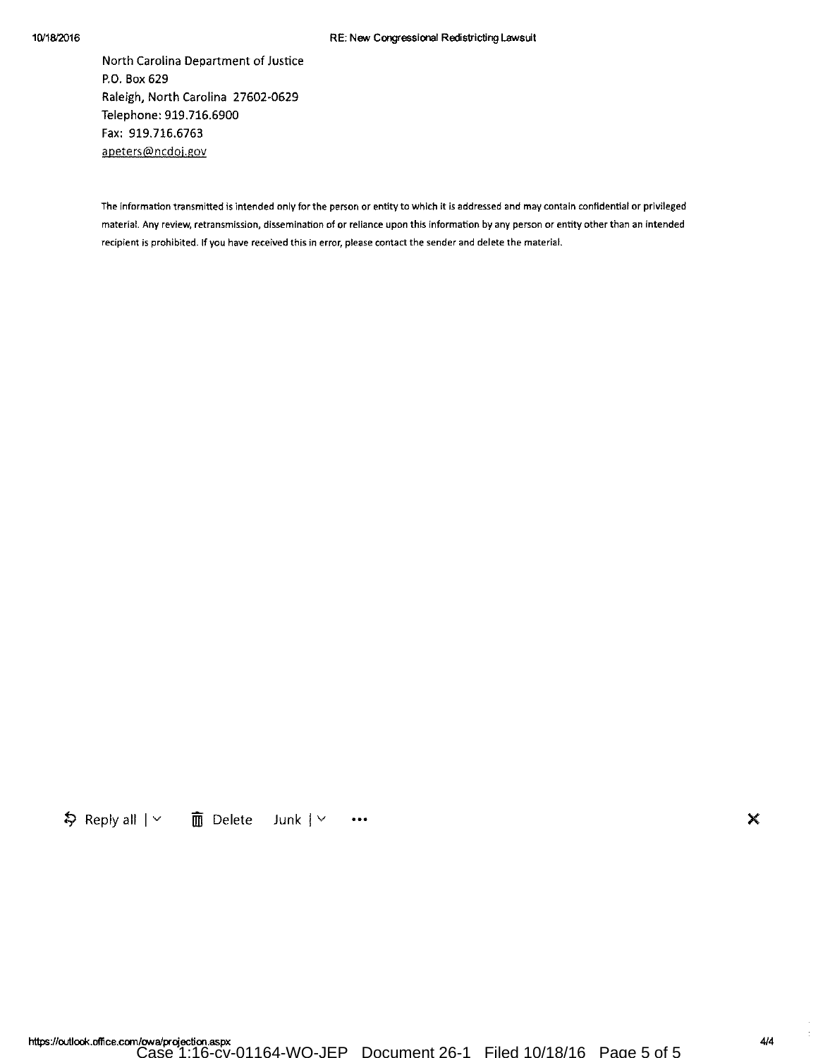North Carolina Department of Justice
P.O. Box 629
Raleigh, North Carolina 27602-0629
Telephone: 919.716.6900
Fax: 919.716.6763
apeters@ncdoj.gov

The information transmitted is intended only for the person or entity to which it is addressed and may contain confidential or privileged material. Any review, retransmission, dissemination of or reliance upon this information by any person or entity other than an intended recipient is prohibited. If you have received this in error, please contact the sender and delete the material.

Reply all | ⌄ Delete Junk | ⌄ •••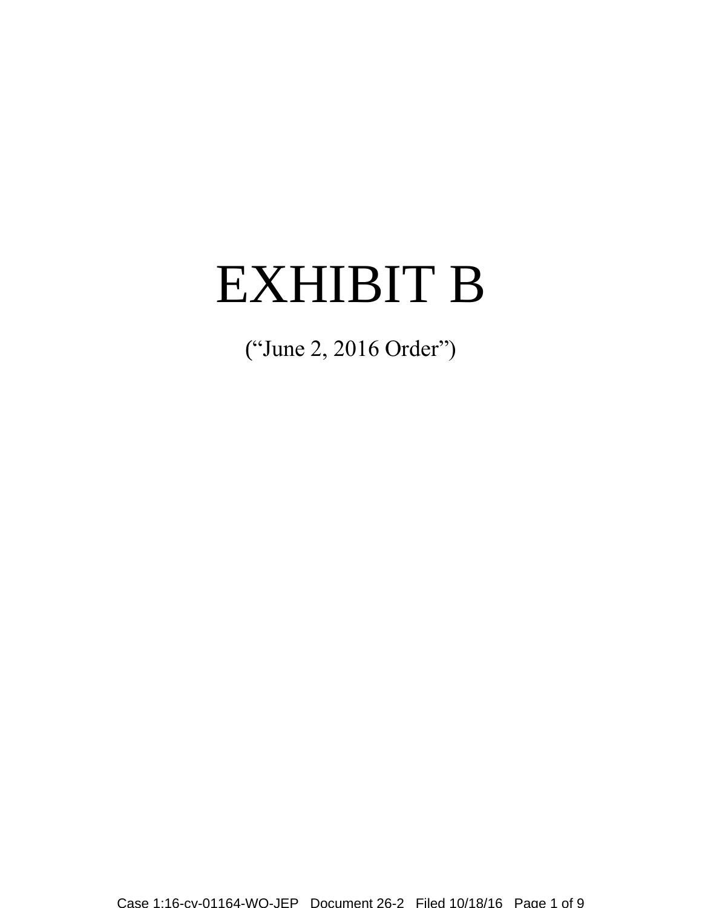# EXHIBIT B

("June 2, 2016 Order")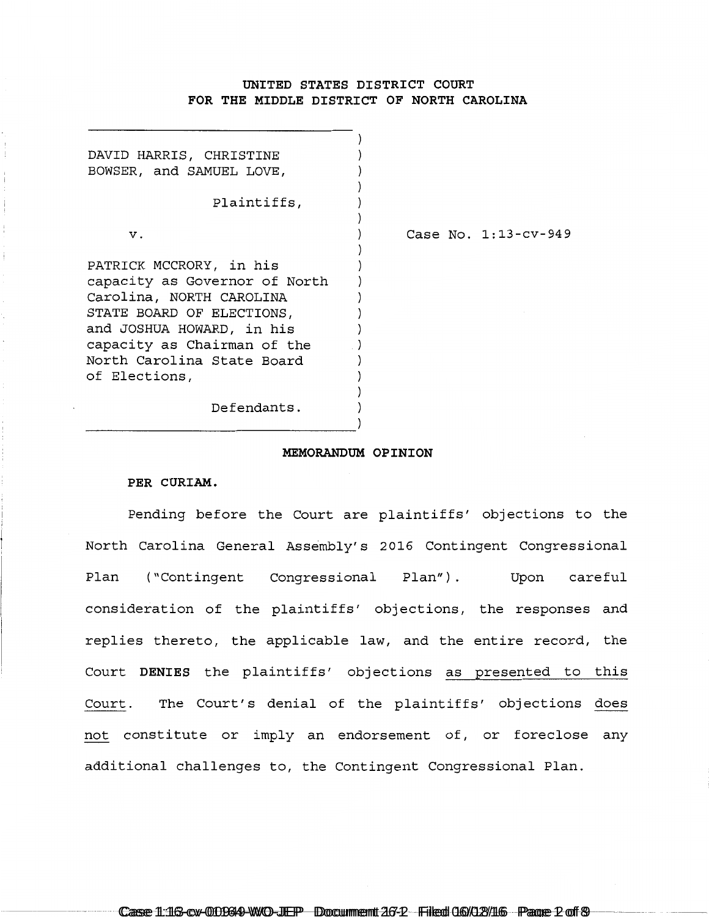**UNITED STATES DISTRICT COURT**
**FOR THE MIDDLE DISTRICT OF NORTH CAROLINA**

| | |
|---|---|
| DAVID HARRIS, CHRISTINE BOWSER, and SAMUEL LOVE,<br><br>Plaintiffs,<br><br>v.<br><br>PATRICK MCCRORY, in his capacity as Governor of North Carolina, NORTH CAROLINA STATE BOARD OF ELECTIONS, and JOSHUA HOWARD, in his capacity as Chairman of the North Carolina State Board of Elections,<br><br>Defendants. | Case No. 1:13-cv-949 |

**MEMORANDUM OPINION**

**PER CURIAM.**

Pending before the Court are plaintiffs' objections to the North Carolina General Assembly's 2016 Contingent Congressional Plan ("Contingent Congressional Plan"). Upon careful consideration of the plaintiffs' objections, the responses and replies thereto, the applicable law, and the entire record, the Court **DENIES** the plaintiffs' objections as presented to this Court. The Court's denial of the plaintiffs' objections does not constitute or imply an endorsement of, or foreclose any additional challenges to, the Contingent Congressional Plan.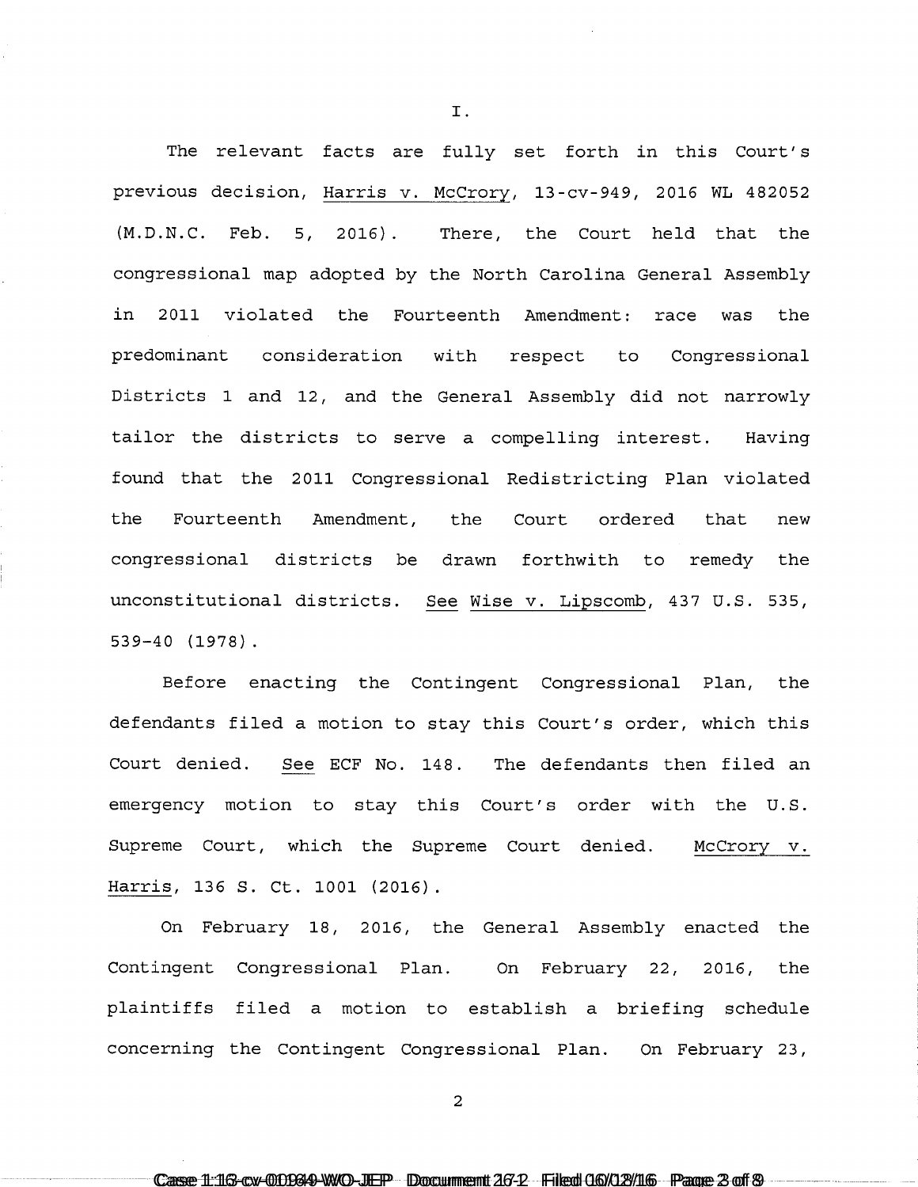I.

The relevant facts are fully set forth in this Court's previous decision, Harris v. McCrory, 13-cv-949, 2016 WL 482052 (M.D.N.C. Feb. 5, 2016). There, the Court held that the congressional map adopted by the North Carolina General Assembly in 2011 violated the Fourteenth Amendment: race was the predominant consideration with respect to Congressional Districts 1 and 12, and the General Assembly did not narrowly tailor the districts to serve a compelling interest. Having found that the 2011 Congressional Redistricting Plan violated the Fourteenth Amendment, the Court ordered that new congressional districts be drawn forthwith to remedy the unconstitutional districts. See Wise v. Lipscomb, 437 U.S. 535, 539-40 (1978).

Before enacting the Contingent Congressional Plan, the defendants filed a motion to stay this Court's order, which this Court denied. See ECF No. 148. The defendants then filed an emergency motion to stay this Court's order with the U.S. Supreme Court, which the Supreme Court denied. McCrory v. Harris, 136 S. Ct. 1001 (2016).

On February 18, 2016, the General Assembly enacted the Contingent Congressional Plan. On February 22, 2016, the plaintiffs filed a motion to establish a briefing schedule concerning the Contingent Congressional Plan. On February 23,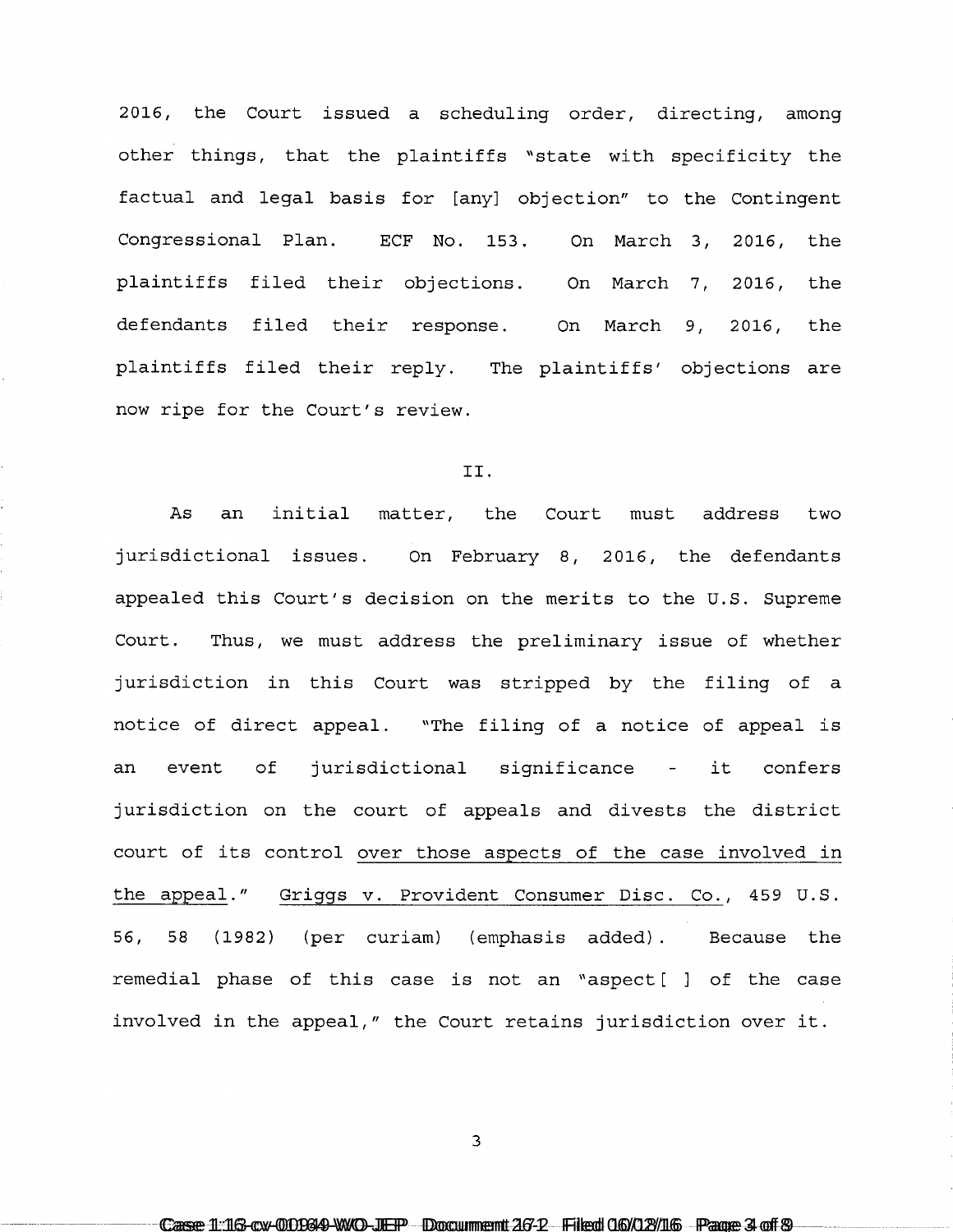2016, the Court issued a scheduling order, directing, among other things, that the plaintiffs "state with specificity the factual and legal basis for [any] objection" to the Contingent Congressional Plan. ECF No. 153. On March 3, 2016, the plaintiffs filed their objections. On March 7, 2016, the defendants filed their response. On March 9, 2016, the plaintiffs filed their reply. The plaintiffs' objections are now ripe for the Court's review.

## II.

As an initial matter, the Court must address two jurisdictional issues. On February 8, 2016, the defendants appealed this Court's decision on the merits to the U.S. Supreme Court. Thus, we must address the preliminary issue of whether jurisdiction in this Court was stripped by the filing of a notice of direct appeal. "The filing of a notice of appeal is an event of jurisdictional significance - it confers jurisdiction on the court of appeals and divests the district court of its control over those aspects of the case involved in the appeal." Griggs v. Provident Consumer Disc. Co., 459 U.S. 56, 58 (1982) (per curiam) (emphasis added). Because the remedial phase of this case is not an "aspect[ ] of the case involved in the appeal," the Court retains jurisdiction over it.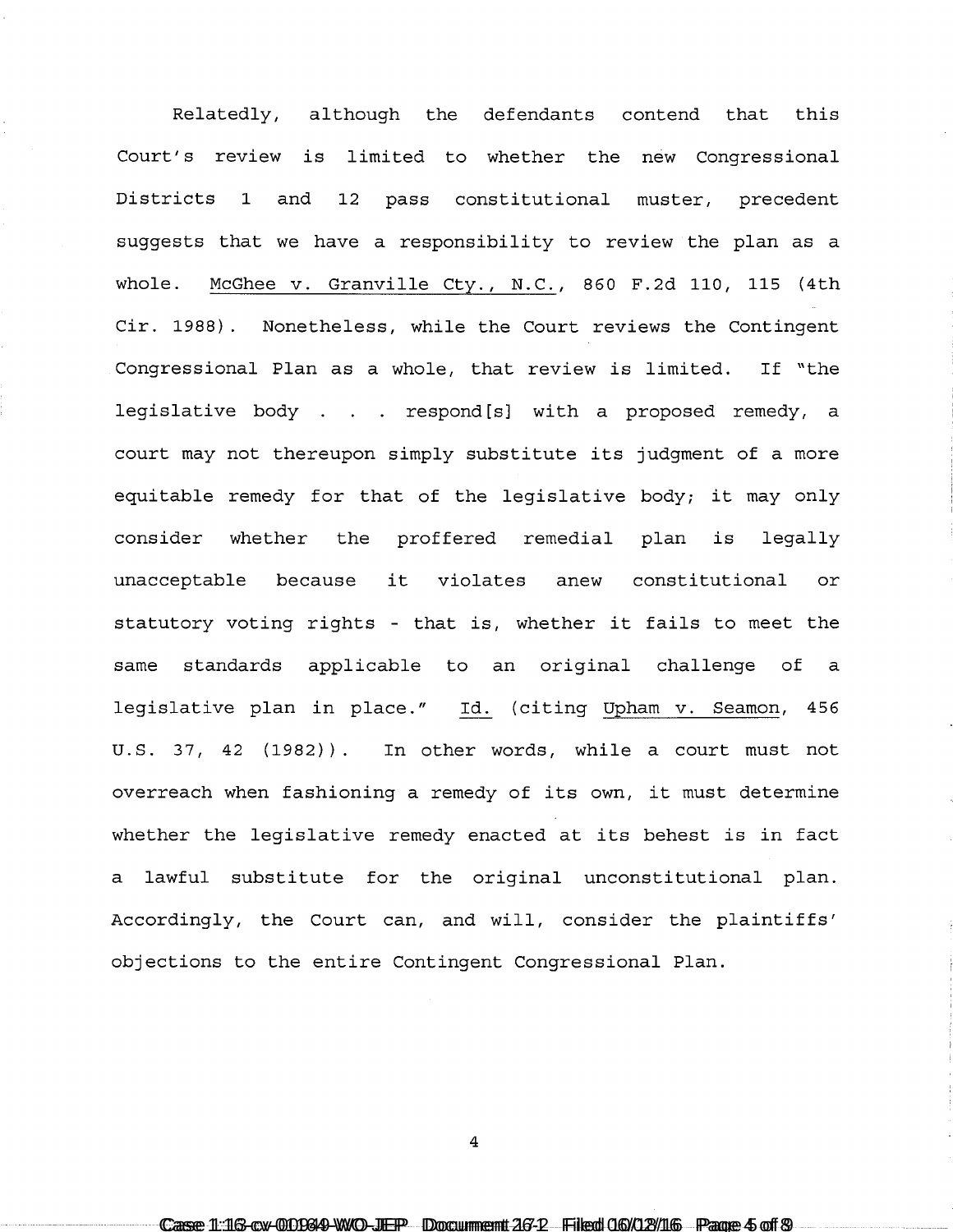Relatedly, although the defendants contend that this Court's review is limited to whether the new Congressional Districts 1 and 12 pass constitutional muster, precedent suggests that we have a responsibility to review the plan as a whole. McGhee v. Granville Cty., N.C., 860 F.2d 110, 115 (4th Cir. 1988). Nonetheless, while the Court reviews the Contingent Congressional Plan as a whole, that review is limited. If "the legislative body . . . respond[s] with a proposed remedy, a court may not thereupon simply substitute its judgment of a more equitable remedy for that of the legislative body; it may only consider whether the proffered remedial plan is legally unacceptable because it violates anew constitutional or statutory voting rights - that is, whether it fails to meet the same standards applicable to an original challenge of a legislative plan in place." Id. (citing Upham v. Seamon, 456 U.S. 37, 42 (1982)). In other words, while a court must not overreach when fashioning a remedy of its own, it must determine whether the legislative remedy enacted at its behest is in fact a lawful substitute for the original unconstitutional plan. Accordingly, the Court can, and will, consider the plaintiffs' objections to the entire Contingent Congressional Plan.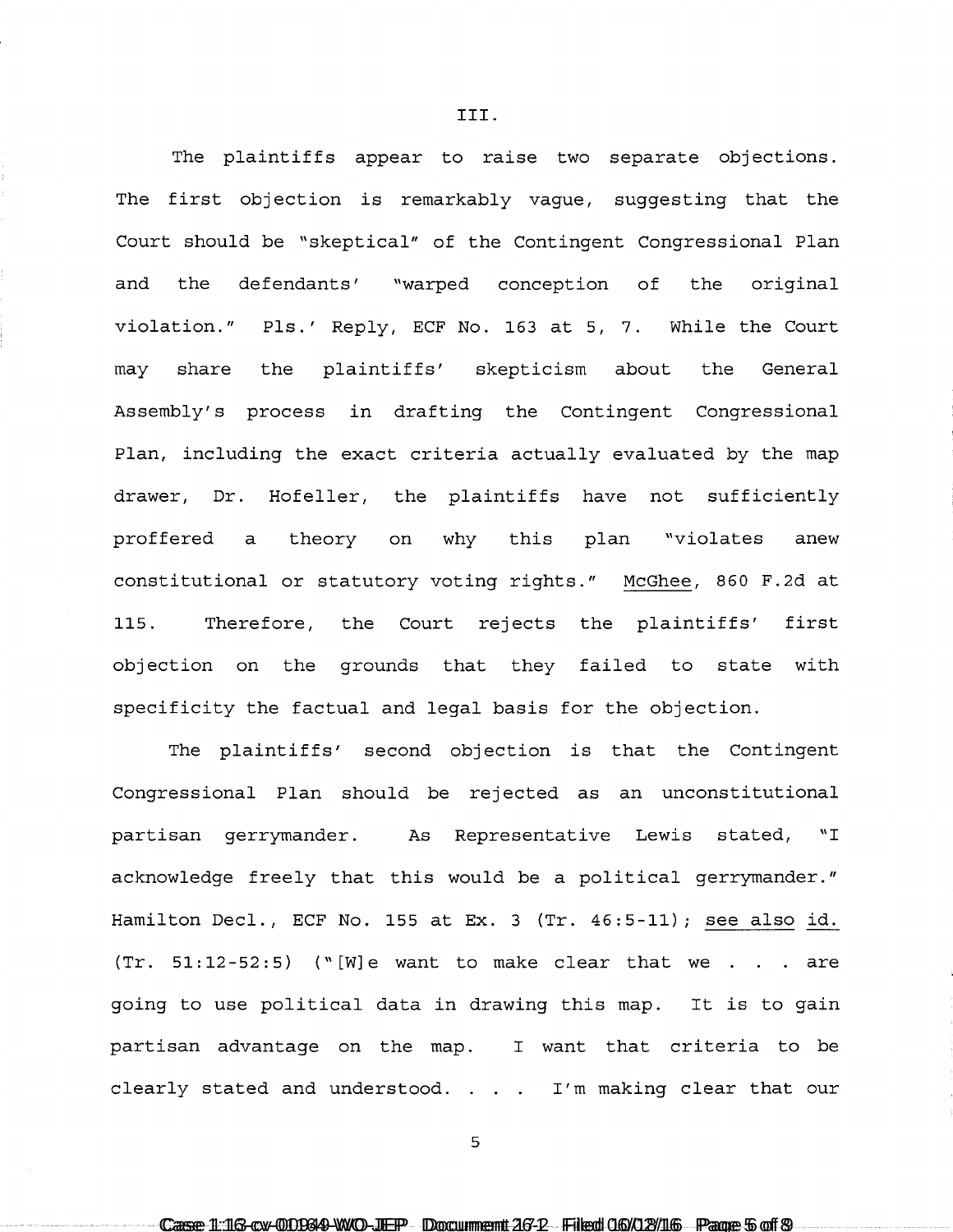III.

The plaintiffs appear to raise two separate objections. The first objection is remarkably vague, suggesting that the Court should be "skeptical" of the Contingent Congressional Plan and the defendants' "warped conception of the original violation." Pls.' Reply, ECF No. 163 at 5, 7. While the Court may share the plaintiffs' skepticism about the General Assembly's process in drafting the Contingent Congressional Plan, including the exact criteria actually evaluated by the map drawer, Dr. Hofeller, the plaintiffs have not sufficiently proffered a theory on why this plan "violates anew constitutional or statutory voting rights." McGhee, 860 F.2d at 115. Therefore, the Court rejects the plaintiffs' first objection on the grounds that they failed to state with specificity the factual and legal basis for the objection.

The plaintiffs' second objection is that the Contingent Congressional Plan should be rejected as an unconstitutional partisan gerrymander. As Representative Lewis stated, "I acknowledge freely that this would be a political gerrymander." Hamilton Decl., ECF No. 155 at Ex. 3 (Tr. 46:5-11); see also id. (Tr. 51:12-52:5) ("[W]e want to make clear that we . . . are going to use political data in drawing this map. It is to gain partisan advantage on the map. I want that criteria to be clearly stated and understood. . . . I'm making clear that our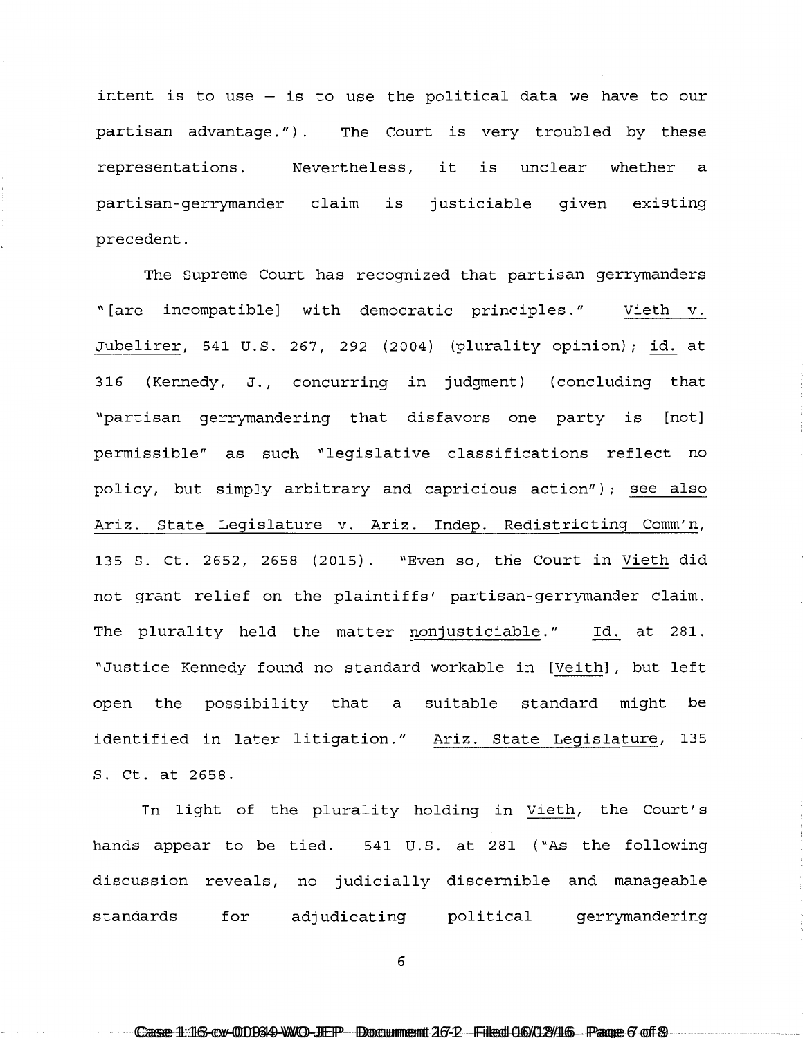intent is to use – is to use the political data we have to our partisan advantage."). The Court is very troubled by these representations. Nevertheless, it is unclear whether a partisan-gerrymander claim is justiciable given existing precedent.

The Supreme Court has recognized that partisan gerrymanders "[are incompatible] with democratic principles." Vieth v. Jubelirer, 541 U.S. 267, 292 (2004) (plurality opinion); id. at 316 (Kennedy, J., concurring in judgment) (concluding that "partisan gerrymandering that disfavors one party is [not] permissible" as such "legislative classifications reflect no policy, but simply arbitrary and capricious action"); see also Ariz. State Legislature v. Ariz. Indep. Redistricting Comm'n, 135 S. Ct. 2652, 2658 (2015). "Even so, the Court in Vieth did not grant relief on the plaintiffs' partisan-gerrymander claim. The plurality held the matter nonjusticiable." Id. at 281. "Justice Kennedy found no standard workable in [Veith], but left open the possibility that a suitable standard might be identified in later litigation." Ariz. State Legislature, 135 S. Ct. at 2658.

In light of the plurality holding in Vieth, the Court's hands appear to be tied. 541 U.S. at 281 ("As the following discussion reveals, no judicially discernible and manageable standards for adjudicating political gerrymandering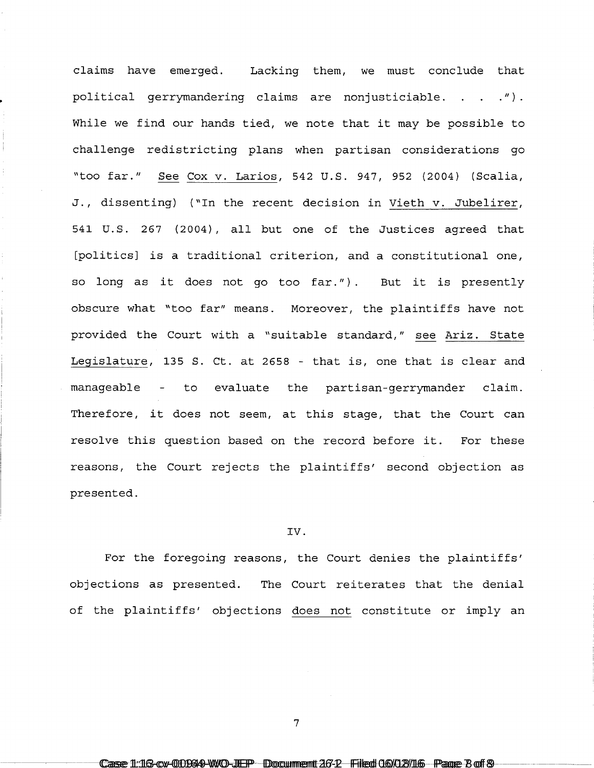claims have emerged. Lacking them, we must conclude that political gerrymandering claims are nonjusticiable. . . ."). While we find our hands tied, we note that it may be possible to challenge redistricting plans when partisan considerations go "too far." See Cox v. Larios, 542 U.S. 947, 952 (2004) (Scalia, J., dissenting) ("In the recent decision in Vieth v. Jubelirer, 541 U.S. 267 (2004), all but one of the Justices agreed that [politics] is a traditional criterion, and a constitutional one, so long as it does not go too far."). But it is presently obscure what "too far" means. Moreover, the plaintiffs have not provided the Court with a "suitable standard," see Ariz. State Legislature, 135 S. Ct. at 2658 - that is, one that is clear and manageable - to evaluate the partisan-gerrymander claim. Therefore, it does not seem, at this stage, that the Court can resolve this question based on the record before it. For these reasons, the Court rejects the plaintiffs' second objection as presented.

IV.

For the foregoing reasons, the Court denies the plaintiffs' objections as presented. The Court reiterates that the denial of the plaintiffs' objections does not constitute or imply an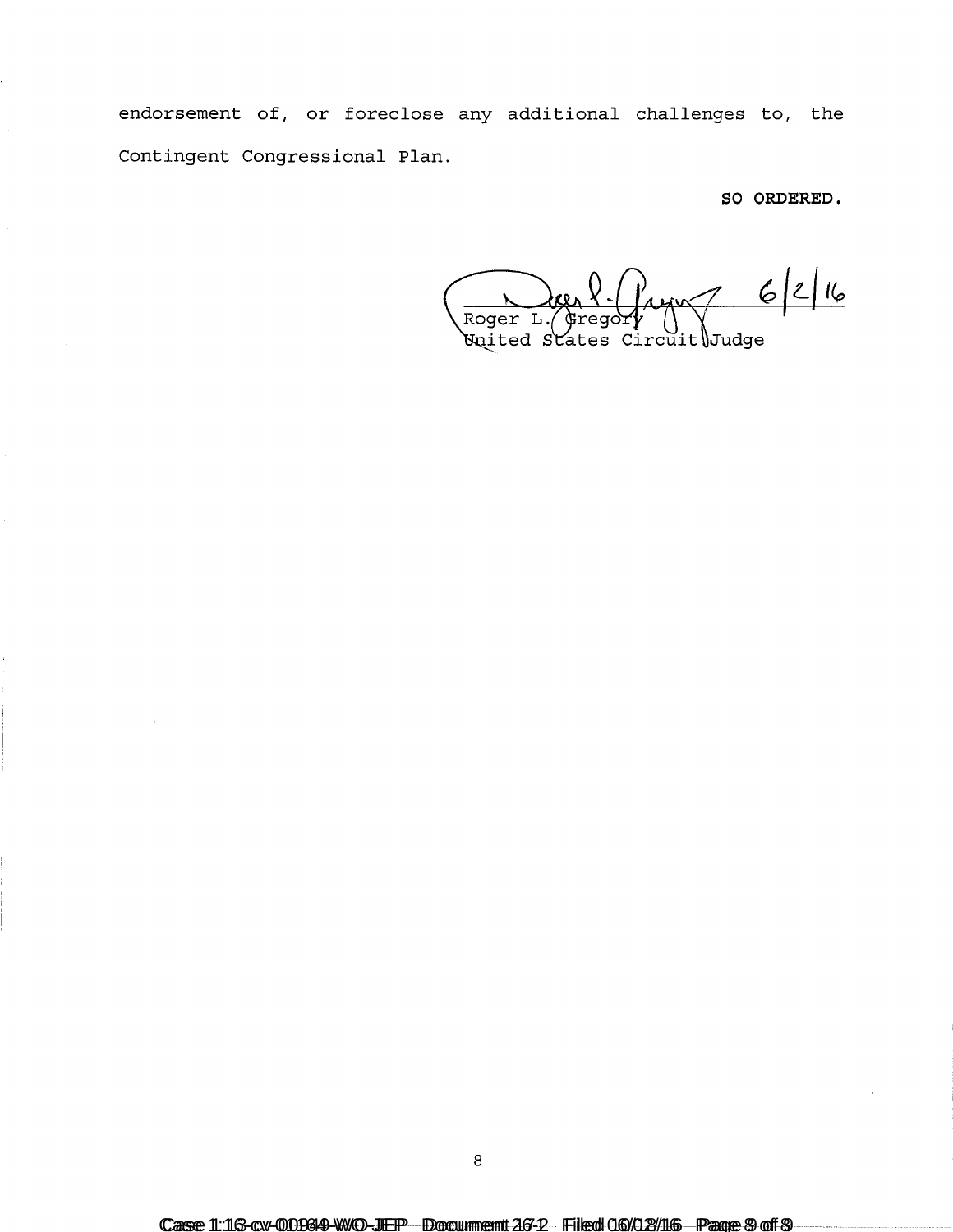endorsement of, or foreclose any additional challenges to, the Contingent Congressional Plan.

**SO ORDERED.**

6/2/16

Roger L. Gregory
United States Circuit Judge